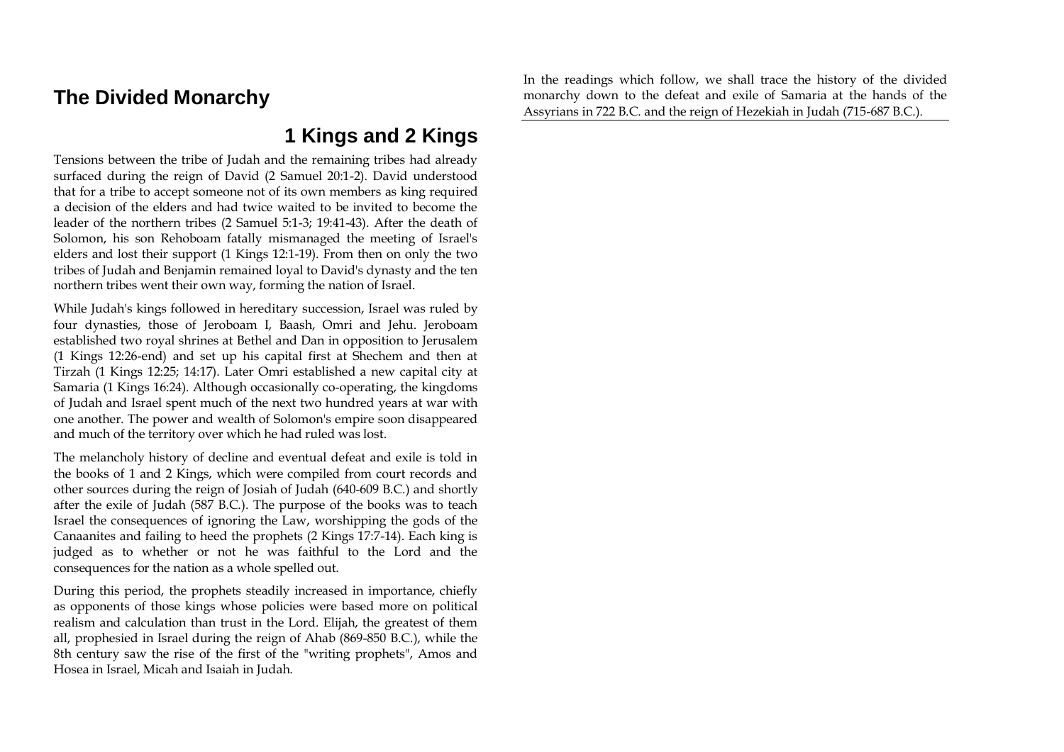# The Divided Monarchy

## 1 Kings and 2 Kings

Tensions between the tribe of Judah and the remaining tribes had already surfaced during the reign of David (2 Samuel 20:1-2). David understood that for a tribe to accept someone not of its own members as king required a decision of the elders and had twice waited to be invited to become the leader of the northern tribes (2 Samuel 5:1-3; 19:41-43). After the death of Solomon, his son Rehoboam fatally mismanaged the meeting of Israel's elders and lost their support (1 Kings 12:1-19). From then on only the two tribes of Judah and Benjamin remained loyal to David's dynasty and the ten northern tribes went their own way, forming the nation of Israel.

While Judah's kings followed in hereditary succession, Israel was ruled by four dynasties, those of Jeroboam I, Baash, Omri and Jehu. Jeroboam established two royal shrines at Bethel and Dan in opposition to Jerusalem (1 Kings 12:26-end) and set up his capital first at Shechem and then at Tirzah (1 Kings 12:25; 14:17). Later Omri established a new capital city at Samaria (1 Kings 16:24). Although occasionally co-operating, the kingdoms of Judah and Israel spent much of the next two hundred years at war with one another. The power and wealth of Solomon's empire soon disappeared and much of the territory over which he had ruled was lost.

The melancholy history of decline and eventual defeat and exile is told in the books of 1 and 2 Kings, which were compiled from court records and other sources during the reign of Josiah of Judah (640-609 B.C.) and shortly after the exile of Judah (587 B.C.). The purpose of the books was to teach Israel the consequences of ignoring the Law, worshipping the gods of the Canaanites and failing to heed the prophets (2 Kings 17:7-14). Each king is judged as to whether or not he was faithful to the Lord and the consequences for the nation as a whole spelled out.

During this period, the prophets steadily increased in importance, chiefly as opponents of those kings whose policies were based more on political realism and calculation than trust in the Lord. Elijah, the greatest of them all, prophesied in Israel during the reign of Ahab (869-850 B.C.), while the 8th century saw the rise of the first of the "writing prophets", Amos and Hosea in Israel, Micah and Isaiah in Judah.

In the readings which follow, we shall trace the history of the divided monarchy down to the defeat and exile of Samaria at the hands of the Assyrians in 722 B.C. and the reign of Hezekiah in Judah (715-687 B.C.).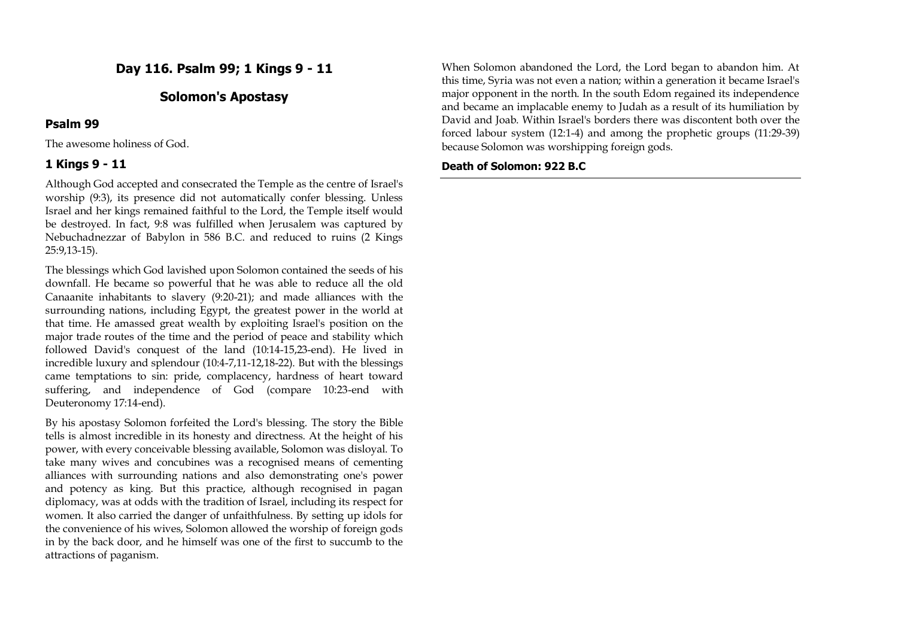# Day 116. Psalm 99; 1 Kings 9 - 11

## Solomon's Apostasy

### Psalm 99

The awesome holiness of God.

### 1 Kings 9 - 11

Although God accepted and consecrated the Temple as the centre of Israel's worship (9:3), its presence did not automatically confer blessing. Unless Israel and her kings remained faithful to the Lord, the Temple itself would be destroyed. In fact, 9:8 was fulfilled when Jerusalem was captured by Nebuchadnezzar of Babylon in 586 B.C. and reduced to ruins (2 Kings 25:9,13-15).

The blessings which God lavished upon Solomon contained the seeds of his downfall. He became so powerful that he was able to reduce all the old Canaanite inhabitants to slavery (9:20-21); and made alliances with the surrounding nations, including Egypt, the greatest power in the world at that time. He amassed great wealth by exploiting Israel's position on the major trade routes of the time and the period of peace and stability which followed David's conquest of the land (10:14-15,23-end). He lived in incredible luxury and splendour (10:4-7,11-12,18-22). But with the blessings came temptations to sin: pride, complacency, hardness of heart toward suffering, and independence of God (compare 10:23-end with Deuteronomy 17:14-end).

By his apostasy Solomon forfeited the Lord's blessing. The story the Bible tells is almost incredible in its honesty and directness. At the height of his power, with every conceivable blessing available, Solomon was disloyal. To take many wives and concubines was a recognised means of cementing alliances with surrounding nations and also demonstrating one's power and potency as king. But this practice, although recognised in pagan diplomacy, was at odds with the tradition of Israel, including its respect for women. It also carried the danger of unfaithfulness. By setting up idols for the convenience of his wives, Solomon allowed the worship of foreign gods in by the back door, and he himself was one of the first to succumb to the attractions of paganism.

When Solomon abandoned the Lord, the Lord began to abandon him. At this time, Syria was not even a nation; within a generation it became Israel's major opponent in the north. In the south Edom regained its independence and became an implacable enemy to Judah as a result of its humiliation by David and Joab. Within Israel's borders there was discontent both over the forced labour system (12:1-4) and among the prophetic groups (11:29-39) because Solomon was worshipping foreign gods.

**Death of Solomon: 922 B.C**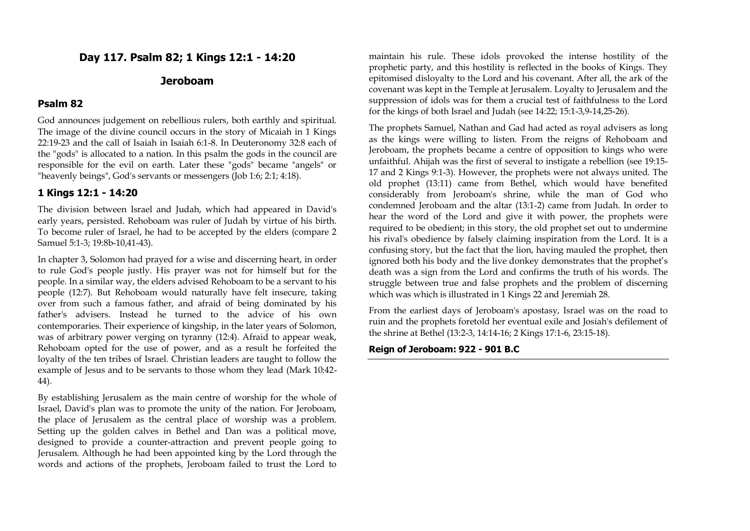## Day 117. Psalm 82; 1 Kings 12:1 - 14:20

## Jeroboam

### Psalm 82

God announces judgement on rebellious rulers, both earthly and spiritual. The image of the divine council occurs in the story of Micaiah in 1 Kings 22:19-23 and the call of Isaiah in Isaiah 6:1-8. In Deuteronomy 32:8 each of the "gods" is allocated to a nation. In this psalm the gods in the council are responsible for the evil on earth. Later these "gods" became "angels" or "heavenly beings", God's servants or messengers (Job 1:6; 2:1; 4:18).

### 1 Kings 12:1 - 14:20

The division between Israel and Judah, which had appeared in David's early years, persisted. Rehoboam was ruler of Judah by virtue of his birth. To become ruler of Israel, he had to be accepted by the elders (compare 2 Samuel 5:1-3; 19:8b-10,41-43).

In chapter 3, Solomon had prayed for a wise and discerning heart, in order to rule God's people justly. His prayer was not for himself but for the people. In a similar way, the elders advised Rehoboam to be a servant to his people (12:7). But Rehoboam would naturally have felt insecure, taking over from such a famous father, and afraid of being dominated by his father's advisers. Instead he turned to the advice of his own contemporaries. Their experience of kingship, in the later years of Solomon, was of arbitrary power verging on tyranny (12:4). Afraid to appear weak, Rehoboam opted for the use of power, and as a result he forfeited the loyalty of the ten tribes of Israel. Christian leaders are taught to follow the example of Jesus and to be servants to those whom they lead (Mark 10:42-44).

By establishing Jerusalem as the main centre of worship for the whole of Israel, David's plan was to promote the unity of the nation. For Jeroboam, the place of Jerusalem as the central place of worship was a problem. Setting up the golden calves in Bethel and Dan was a political move, designed to provide a counter-attraction and prevent people going to Jerusalem. Although he had been appointed king by the Lord through the words and actions of the prophets, Jeroboam failed to trust the Lord to maintain his rule. These idols provoked the intense hostility of the prophetic party, and this hostility is reflected in the books of Kings. They epitomised disloyalty to the Lord and his covenant. After all, the ark of the covenant was kept in the Temple at Jerusalem. Loyalty to Jerusalem and the suppression of idols was for them a crucial test of faithfulness to the Lord for the kings of both Israel and Judah (see 14:22; 15:1-3,9-14,25-26).

The prophets Samuel, Nathan and Gad had acted as royal advisers as long as the kings were willing to listen. From the reigns of Rehoboam and Jeroboam, the prophets became a centre of opposition to kings who were unfaithful. Ahijah was the first of several to instigate a rebellion (see 19:15-17 and 2 Kings 9:1-3). However, the prophets were not always united. The old prophet (13:11) came from Bethel, which would have benefited considerably from Jeroboam's shrine, while the man of God who condemned Jeroboam and the altar (13:1-2) came from Judah. In order to hear the word of the Lord and give it with power, the prophets were required to be obedient; in this story, the old prophet set out to undermine his rival's obedience by falsely claiming inspiration from the Lord. It is a confusing story, but the fact that the lion, having mauled the prophet, then ignored both his body and the live donkey demonstrates that the prophet's death was a sign from the Lord and confirms the truth of his words. The struggle between true and false prophets and the problem of discerning which was which is illustrated in 1 Kings 22 and Jeremiah 28.

From the earliest days of Jeroboam's apostasy, Israel was on the road to ruin and the prophets foretold her eventual exile and Josiah's defilement of the shrine at Bethel (13:2-3, 14:14-16; 2 Kings 17:1-6, 23:15-18).

**Reign of Jeroboam: 922 - 901 B.C**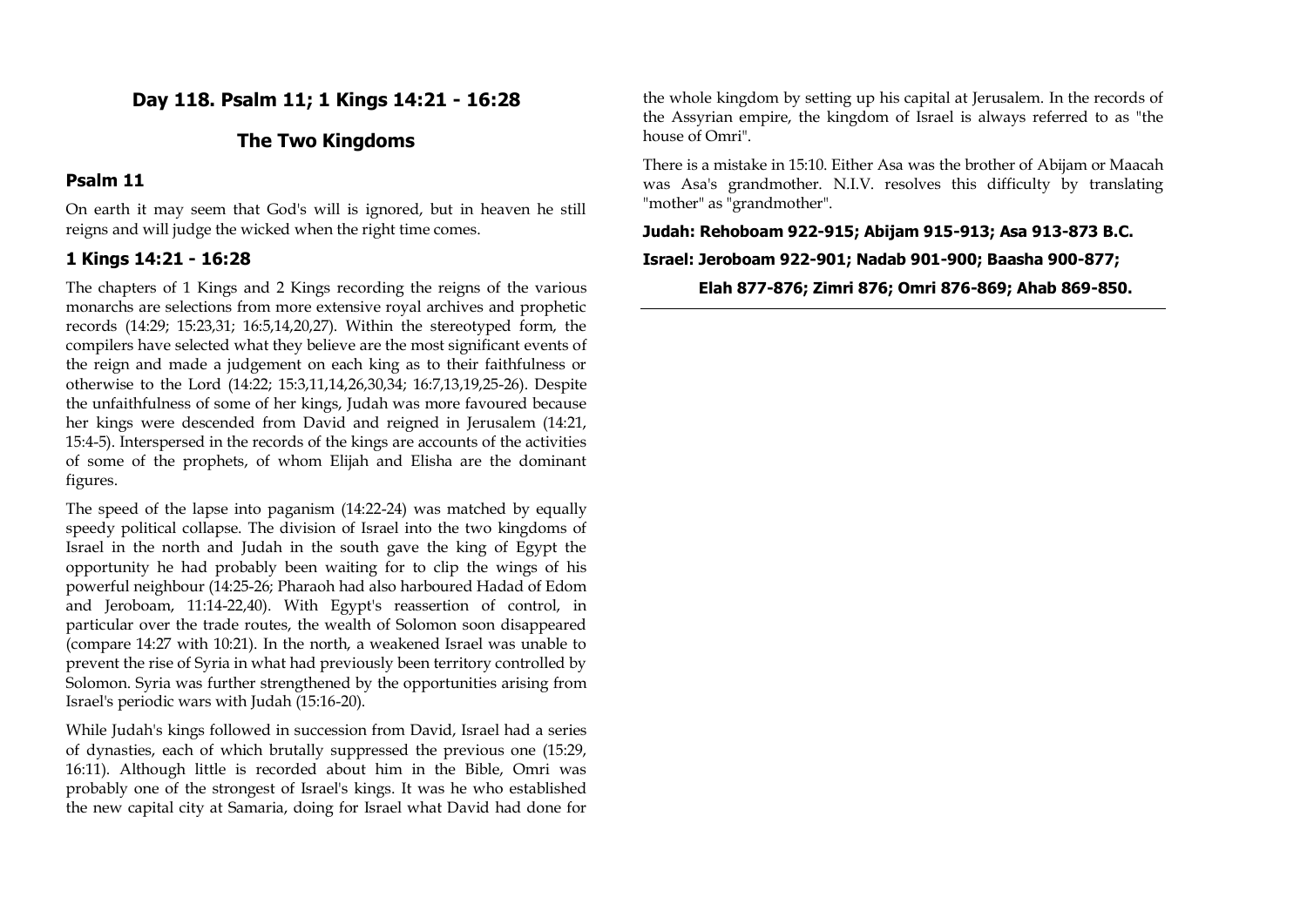## Day 118. Psalm 11; 1 Kings 14:21 - 16:28

## The Two Kingdoms

### Psalm 11

On earth it may seem that God's will is ignored, but in heaven he still reigns and will judge the wicked when the right time comes.

### 1 Kings 14:21 - 16:28

The chapters of 1 Kings and 2 Kings recording the reigns of the various monarchs are selections from more extensive royal archives and prophetic records (14:29; 15:23,31; 16:5,14,20,27). Within the stereotyped form, the compilers have selected what they believe are the most significant events of the reign and made a judgement on each king as to their faithfulness or otherwise to the Lord (14:22; 15:3,11,14,26,30,34; 16:7,13,19,25-26). Despite the unfaithfulness of some of her kings, Judah was more favoured because her kings were descended from David and reigned in Jerusalem (14:21, 15:4-5). Interspersed in the records of the kings are accounts of the activities of some of the prophets, of whom Elijah and Elisha are the dominant figures.

The speed of the lapse into paganism (14:22-24) was matched by equally speedy political collapse. The division of Israel into the two kingdoms of Israel in the north and Judah in the south gave the king of Egypt the opportunity he had probably been waiting for to clip the wings of his powerful neighbour (14:25-26; Pharaoh had also harboured Hadad of Edom and Jeroboam, 11:14-22,40). With Egypt's reassertion of control, in particular over the trade routes, the wealth of Solomon soon disappeared (compare 14:27 with 10:21). In the north, a weakened Israel was unable to prevent the rise of Syria in what had previously been territory controlled by Solomon. Syria was further strengthened by the opportunities arising from Israel's periodic wars with Judah (15:16-20).

While Judah's kings followed in succession from David, Israel had a series of dynasties, each of which brutally suppressed the previous one (15:29, 16:11). Although little is recorded about him in the Bible, Omri was probably one of the strongest of Israel's kings. It was he who established the new capital city at Samaria, doing for Israel what David had done for the whole kingdom by setting up his capital at Jerusalem. In the records of the Assyrian empire, the kingdom of Israel is always referred to as "the house of Omri".

There is a mistake in 15:10. Either Asa was the brother of Abijam or Maacah was Asa's grandmother. N.I.V. resolves this difficulty by translating "mother" as "grandmother".

**Judah: Rehoboam 922-915; Abijam 915-913; Asa 913-873 B.C.**

**Israel: Jeroboam 922-901; Nadab 901-900; Baasha 900-877;**

**Elah 877-876; Zimri 876; Omri 876-869; Ahab 869-850.**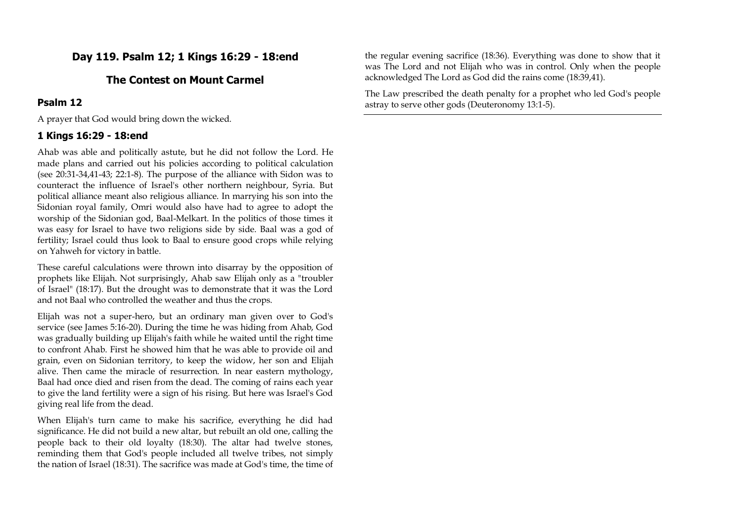## Day 119. Psalm 12; 1 Kings 16:29 - 18:end

## The Contest on Mount Carmel

### Psalm 12

A prayer that God would bring down the wicked.

### 1 Kings 16:29 - 18:end

Ahab was able and politically astute, but he did not follow the Lord. He made plans and carried out his policies according to political calculation (see 20:31-34,41-43; 22:1-8). The purpose of the alliance with Sidon was to counteract the influence of Israel's other northern neighbour, Syria. But political alliance meant also religious alliance. In marrying his son into the Sidonian royal family, Omri would also have had to agree to adopt the worship of the Sidonian god, Baal-Melkart. In the politics of those times it was easy for Israel to have two religions side by side. Baal was a god of fertility; Israel could thus look to Baal to ensure good crops while relying on Yahweh for victory in battle.

These careful calculations were thrown into disarray by the opposition of prophets like Elijah. Not surprisingly, Ahab saw Elijah only as a "troubler of Israel" (18:17). But the drought was to demonstrate that it was the Lord and not Baal who controlled the weather and thus the crops.

Elijah was not a super-hero, but an ordinary man given over to God's service (see James 5:16-20). During the time he was hiding from Ahab, God was gradually building up Elijah's faith while he waited until the right time to confront Ahab. First he showed him that he was able to provide oil and grain, even on Sidonian territory, to keep the widow, her son and Elijah alive. Then came the miracle of resurrection. In near eastern mythology, Baal had once died and risen from the dead. The coming of rains each year to give the land fertility were a sign of his rising. But here was Israel's God giving real life from the dead.

When Elijah's turn came to make his sacrifice, everything he did had significance. He did not build a new altar, but rebuilt an old one, calling the people back to their old loyalty (18:30). The altar had twelve stones, reminding them that God's people included all twelve tribes, not simply the nation of Israel (18:31). The sacrifice was made at God's time, the time of the regular evening sacrifice (18:36). Everything was done to show that it was The Lord and not Elijah who was in control. Only when the people acknowledged The Lord as God did the rains come (18:39,41).

The Law prescribed the death penalty for a prophet who led God's people astray to serve other gods (Deuteronomy 13:1-5).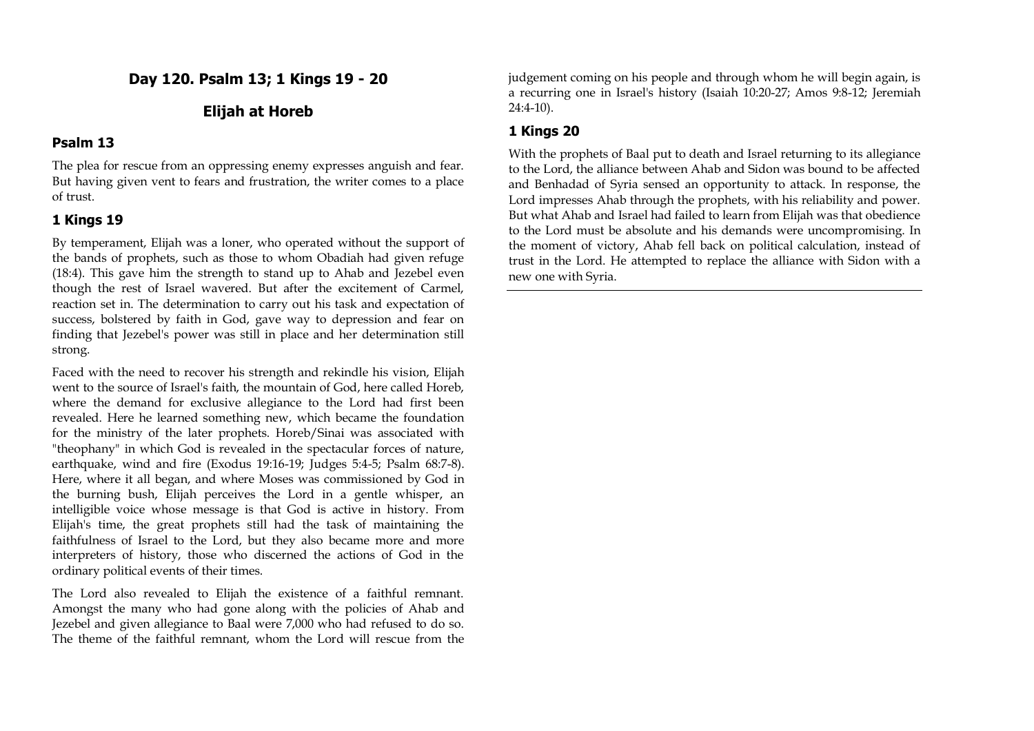# Day 120. Psalm 13; 1 Kings 19 - 20

## Elijah at Horeb

### Psalm 13

The plea for rescue from an oppressing enemy expresses anguish and fear. But having given vent to fears and frustration, the writer comes to a place of trust.

### 1 Kings 19

By temperament, Elijah was a loner, who operated without the support of the bands of prophets, such as those to whom Obadiah had given refuge (18:4). This gave him the strength to stand up to Ahab and Jezebel even though the rest of Israel wavered. But after the excitement of Carmel, reaction set in. The determination to carry out his task and expectation of success, bolstered by faith in God, gave way to depression and fear on finding that Jezebel's power was still in place and her determination still strong.

Faced with the need to recover his strength and rekindle his vision, Elijah went to the source of Israel's faith, the mountain of God, here called Horeb, where the demand for exclusive allegiance to the Lord had first been revealed. Here he learned something new, which became the foundation for the ministry of the later prophets. Horeb/Sinai was associated with "theophany" in which God is revealed in the spectacular forces of nature, earthquake, wind and fire (Exodus 19:16-19; Judges 5:4-5; Psalm 68:7-8). Here, where it all began, and where Moses was commissioned by God in the burning bush, Elijah perceives the Lord in a gentle whisper, an intelligible voice whose message is that God is active in history. From Elijah's time, the great prophets still had the task of maintaining the faithfulness of Israel to the Lord, but they also became more and more interpreters of history, those who discerned the actions of God in the ordinary political events of their times.

The Lord also revealed to Elijah the existence of a faithful remnant. Amongst the many who had gone along with the policies of Ahab and Jezebel and given allegiance to Baal were 7,000 who had refused to do so. The theme of the faithful remnant, whom the Lord will rescue from the judgement coming on his people and through whom he will begin again, is a recurring one in Israel's history (Isaiah 10:20-27; Amos 9:8-12; Jeremiah 24:4-10).

### 1 Kings 20

With the prophets of Baal put to death and Israel returning to its allegiance to the Lord, the alliance between Ahab and Sidon was bound to be affected and Benhadad of Syria sensed an opportunity to attack. In response, the Lord impresses Ahab through the prophets, with his reliability and power. But what Ahab and Israel had failed to learn from Elijah was that obedience to the Lord must be absolute and his demands were uncompromising. In the moment of victory, Ahab fell back on political calculation, instead of trust in the Lord. He attempted to replace the alliance with Sidon with a new one with Syria.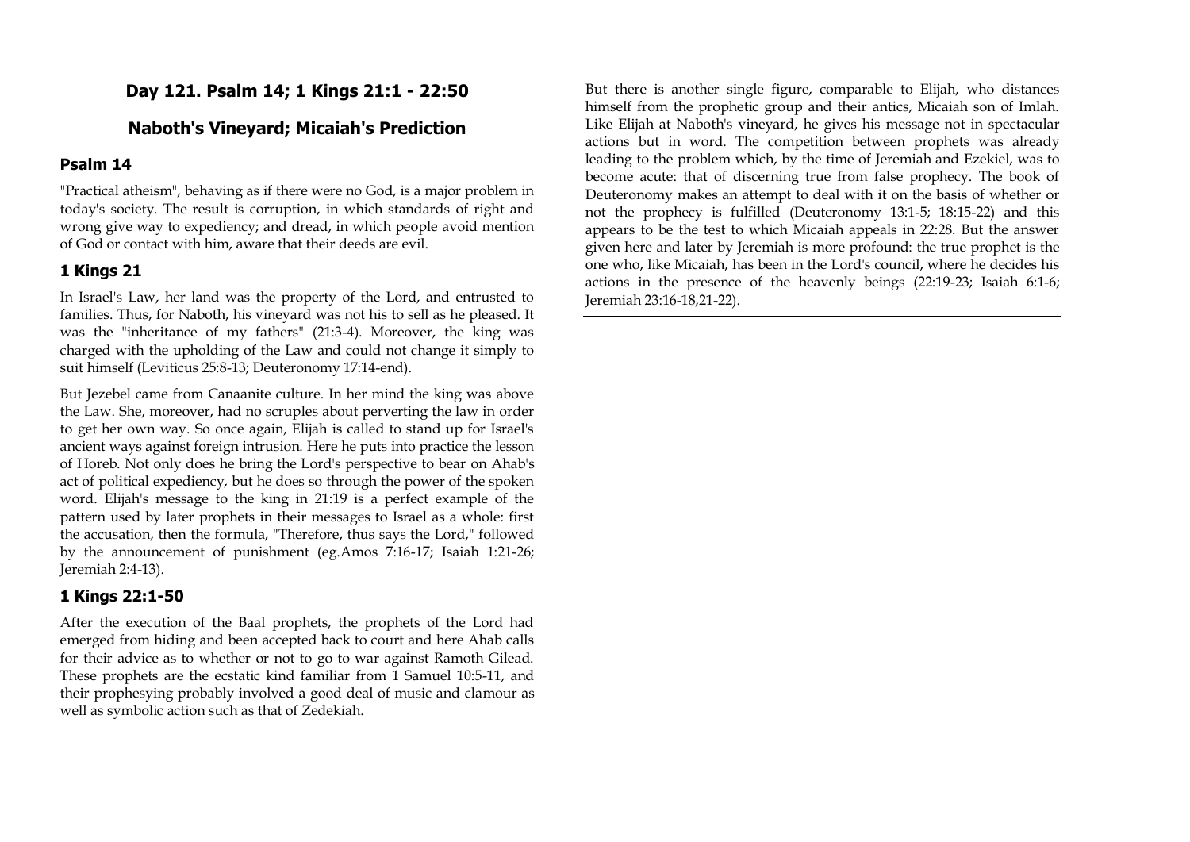## Day 121. Psalm 14; 1 Kings 21:1 - 22:50

## Naboth's Vineyard; Micaiah's Prediction

### Psalm 14

"Practical atheism", behaving as if there were no God, is a major problem in today's society. The result is corruption, in which standards of right and wrong give way to expediency; and dread, in which people avoid mention of God or contact with him, aware that their deeds are evil.

### 1 Kings 21

In Israel's Law, her land was the property of the Lord, and entrusted to families. Thus, for Naboth, his vineyard was not his to sell as he pleased. It was the "inheritance of my fathers" (21:3-4). Moreover, the king was charged with the upholding of the Law and could not change it simply to suit himself (Leviticus 25:8-13; Deuteronomy 17:14-end).

But Jezebel came from Canaanite culture. In her mind the king was above the Law. She, moreover, had no scruples about perverting the law in order to get her own way. So once again, Elijah is called to stand up for Israel's ancient ways against foreign intrusion. Here he puts into practice the lesson of Horeb. Not only does he bring the Lord's perspective to bear on Ahab's act of political expediency, but he does so through the power of the spoken word. Elijah's message to the king in 21:19 is a perfect example of the pattern used by later prophets in their messages to Israel as a whole: first the accusation, then the formula, "Therefore, thus says the Lord," followed by the announcement of punishment (eg.Amos 7:16-17; Isaiah 1:21-26; Jeremiah 2:4-13).

### 1 Kings 22:1-50

After the execution of the Baal prophets, the prophets of the Lord had emerged from hiding and been accepted back to court and here Ahab calls for their advice as to whether or not to go to war against Ramoth Gilead. These prophets are the ecstatic kind familiar from 1 Samuel 10:5-11, and their prophesying probably involved a good deal of music and clamour as well as symbolic action such as that of Zedekiah.

But there is another single figure, comparable to Elijah, who distances himself from the prophetic group and their antics, Micaiah son of Imlah. Like Elijah at Naboth's vineyard, he gives his message not in spectacular actions but in word. The competition between prophets was already leading to the problem which, by the time of Jeremiah and Ezekiel, was to become acute: that of discerning true from false prophecy. The book of Deuteronomy makes an attempt to deal with it on the basis of whether or not the prophecy is fulfilled (Deuteronomy 13:1-5; 18:15-22) and this appears to be the test to which Micaiah appeals in 22:28. But the answer given here and later by Jeremiah is more profound: the true prophet is the one who, like Micaiah, has been in the Lord's council, where he decides his actions in the presence of the heavenly beings (22:19-23; Isaiah 6:1-6; Jeremiah 23:16-18,21-22).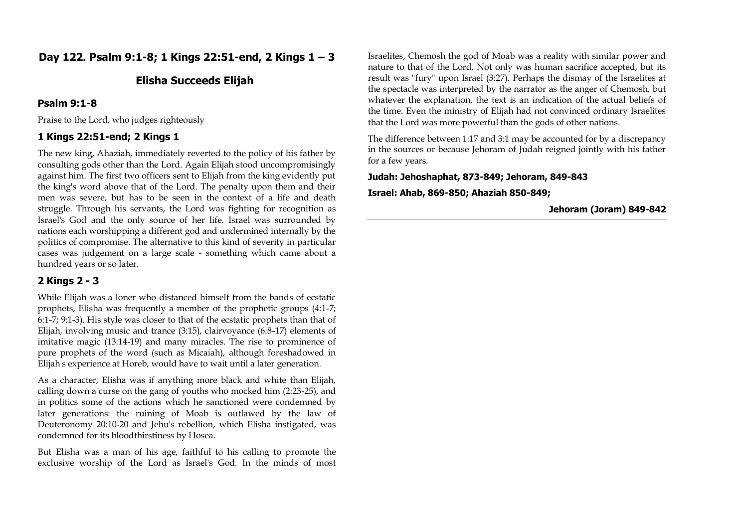## Day 122. Psalm 9:1-8; 1 Kings 22:51-end, 2 Kings 1 – 3

## Elisha Succeeds Elijah

### Psalm 9:1-8

Praise to the Lord, who judges righteously

### 1 Kings 22:51-end; 2 Kings 1

The new king, Ahaziah, immediately reverted to the policy of his father by consulting gods other than the Lord. Again Elijah stood uncompromisingly against him. The first two officers sent to Elijah from the king evidently put the king's word above that of the Lord. The penalty upon them and their men was severe, but has to be seen in the context of a life and death struggle. Through his servants, the Lord was fighting for recognition as Israel's God and the only source of her life. Israel was surrounded by nations each worshipping a different god and undermined internally by the politics of compromise. The alternative to this kind of severity in particular cases was judgement on a large scale - something which came about a hundred years or so later.

### 2 Kings 2 - 3

While Elijah was a loner who distanced himself from the bands of ecstatic prophets, Elisha was frequently a member of the prophetic groups (4:1-7; 6:1-7; 9:1-3). His style was closer to that of the ecstatic prophets than that of Elijah, involving music and trance (3:15), clairvoyance (6:8-17) elements of imitative magic (13:14-19) and many miracles. The rise to prominence of pure prophets of the word (such as Micaiah), although foreshadowed in Elijah's experience at Horeb, would have to wait until a later generation.

As a character, Elisha was if anything more black and white than Elijah, calling down a curse on the gang of youths who mocked him (2:23-25), and in politics some of the actions which he sanctioned were condemned by later generations: the ruining of Moab is outlawed by the law of Deuteronomy 20:10-20 and Jehu's rebellion, which Elisha instigated, was condemned for its bloodthirstiness by Hosea.

But Elisha was a man of his age, faithful to his calling to promote the exclusive worship of the Lord as Israel's God. In the minds of most Israelites, Chemosh the god of Moab was a reality with similar power and nature to that of the Lord. Not only was human sacrifice accepted, but its result was "fury" upon Israel (3:27). Perhaps the dismay of the Israelites at the spectacle was interpreted by the narrator as the anger of Chemosh, but whatever the explanation, the text is an indication of the actual beliefs of the time. Even the ministry of Elijah had not convinced ordinary Israelites that the Lord was more powerful than the gods of other nations.

The difference between 1:17 and 3:1 may be accounted for by a discrepancy in the sources or because Jehoram of Judah reigned jointly with his father for a few years.

**Judah: Jehoshaphat, 873-849; Jehoram, 849-843**

**Israel: Ahab, 869-850; Ahaziah 850-849;**

**Jehoram (Joram) 849-842**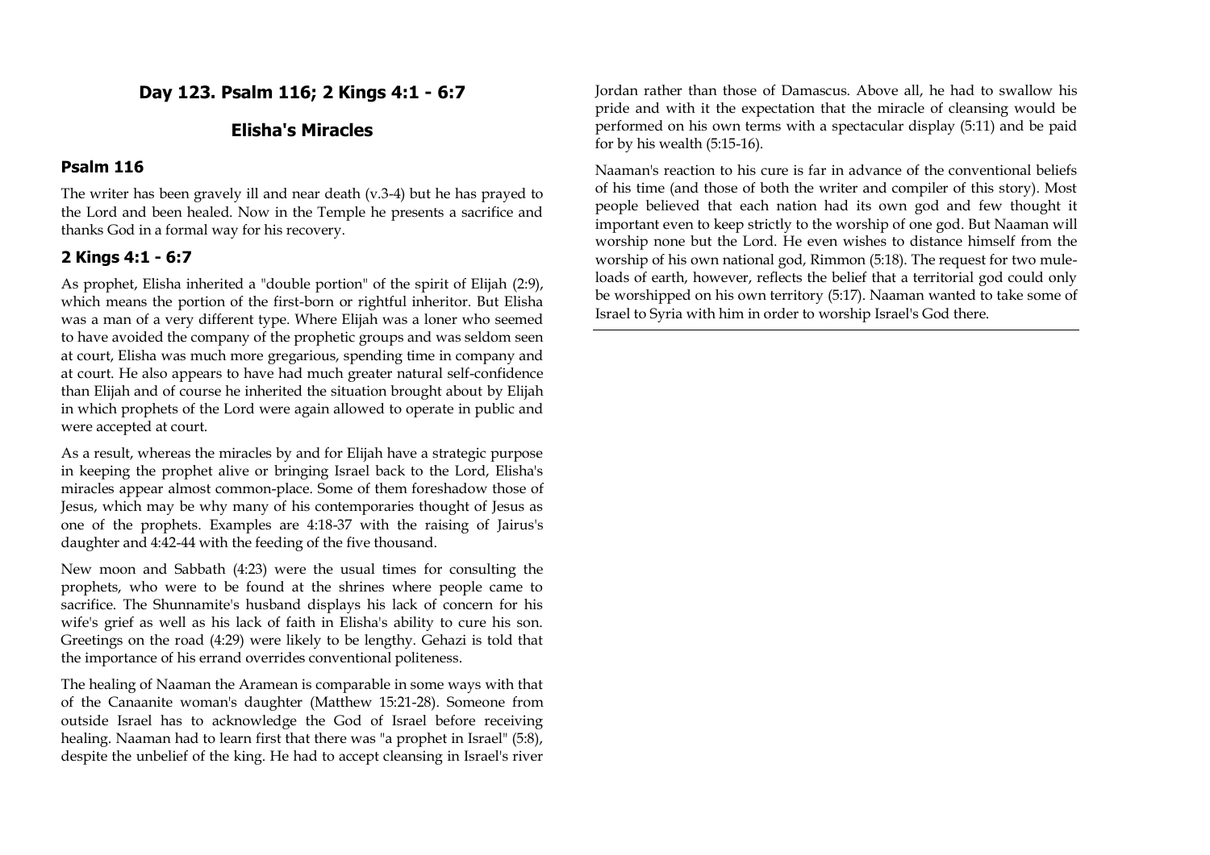## Day 123. Psalm 116; 2 Kings 4:1 - 6:7

## Elisha's Miracles

### Psalm 116

The writer has been gravely ill and near death (v.3-4) but he has prayed to the Lord and been healed. Now in the Temple he presents a sacrifice and thanks God in a formal way for his recovery.

### 2 Kings 4:1 - 6:7

As prophet, Elisha inherited a "double portion" of the spirit of Elijah (2:9), which means the portion of the first-born or rightful inheritor. But Elisha was a man of a very different type. Where Elijah was a loner who seemed to have avoided the company of the prophetic groups and was seldom seen at court, Elisha was much more gregarious, spending time in company and at court. He also appears to have had much greater natural self-confidence than Elijah and of course he inherited the situation brought about by Elijah in which prophets of the Lord were again allowed to operate in public and were accepted at court.

As a result, whereas the miracles by and for Elijah have a strategic purpose in keeping the prophet alive or bringing Israel back to the Lord, Elisha's miracles appear almost common-place. Some of them foreshadow those of Jesus, which may be why many of his contemporaries thought of Jesus as one of the prophets. Examples are 4:18-37 with the raising of Jairus's daughter and 4:42-44 with the feeding of the five thousand.

New moon and Sabbath (4:23) were the usual times for consulting the prophets, who were to be found at the shrines where people came to sacrifice. The Shunnamite's husband displays his lack of concern for his wife's grief as well as his lack of faith in Elisha's ability to cure his son. Greetings on the road (4:29) were likely to be lengthy. Gehazi is told that the importance of his errand overrides conventional politeness.

The healing of Naaman the Aramean is comparable in some ways with that of the Canaanite woman's daughter (Matthew 15:21-28). Someone from outside Israel has to acknowledge the God of Israel before receiving healing. Naaman had to learn first that there was "a prophet in Israel" (5:8), despite the unbelief of the king. He had to accept cleansing in Israel's river Jordan rather than those of Damascus. Above all, he had to swallow his pride and with it the expectation that the miracle of cleansing would be performed on his own terms with a spectacular display (5:11) and be paid for by his wealth (5:15-16).

Naaman's reaction to his cure is far in advance of the conventional beliefs of his time (and those of both the writer and compiler of this story). Most people believed that each nation had its own god and few thought it important even to keep strictly to the worship of one god. But Naaman will worship none but the Lord. He even wishes to distance himself from the worship of his own national god, Rimmon (5:18). The request for two mule-loads of earth, however, reflects the belief that a territorial god could only be worshipped on his own territory (5:17). Naaman wanted to take some of Israel to Syria with him in order to worship Israel's God there.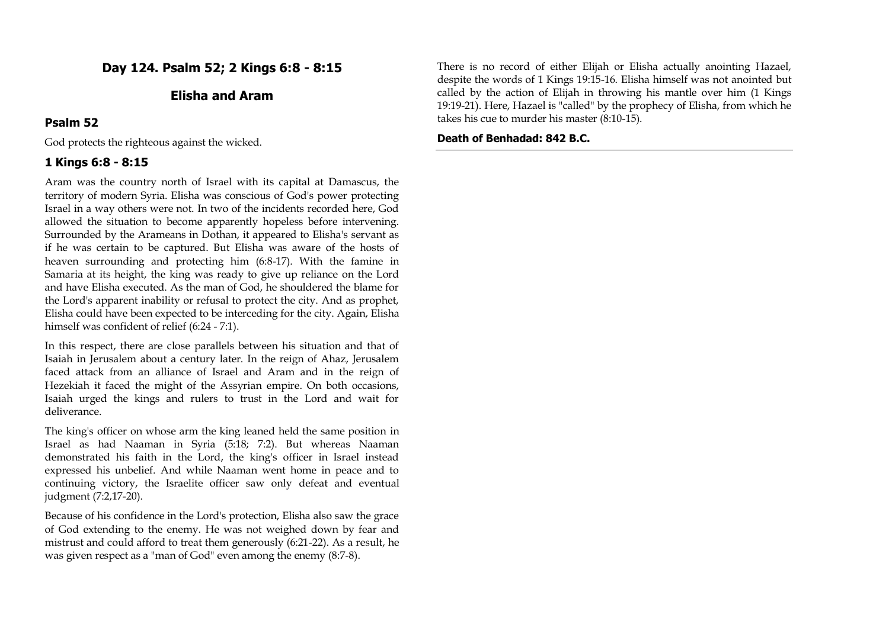## Day 124. Psalm 52; 2 Kings 6:8 - 8:15

## Elisha and Aram

### Psalm 52

God protects the righteous against the wicked.

### 1 Kings 6:8 - 8:15

Aram was the country north of Israel with its capital at Damascus, the territory of modern Syria. Elisha was conscious of God's power protecting Israel in a way others were not. In two of the incidents recorded here, God allowed the situation to become apparently hopeless before intervening. Surrounded by the Arameans in Dothan, it appeared to Elisha's servant as if he was certain to be captured. But Elisha was aware of the hosts of heaven surrounding and protecting him (6:8-17). With the famine in Samaria at its height, the king was ready to give up reliance on the Lord and have Elisha executed. As the man of God, he shouldered the blame for the Lord's apparent inability or refusal to protect the city. And as prophet, Elisha could have been expected to be interceding for the city. Again, Elisha himself was confident of relief (6:24 - 7:1).

In this respect, there are close parallels between his situation and that of Isaiah in Jerusalem about a century later. In the reign of Ahaz, Jerusalem faced attack from an alliance of Israel and Aram and in the reign of Hezekiah it faced the might of the Assyrian empire. On both occasions, Isaiah urged the kings and rulers to trust in the Lord and wait for deliverance.

The king's officer on whose arm the king leaned held the same position in Israel as had Naaman in Syria (5:18; 7:2). But whereas Naaman demonstrated his faith in the Lord, the king's officer in Israel instead expressed his unbelief. And while Naaman went home in peace and to continuing victory, the Israelite officer saw only defeat and eventual judgment (7:2,17-20).

Because of his confidence in the Lord's protection, Elisha also saw the grace of God extending to the enemy. He was not weighed down by fear and mistrust and could afford to treat them generously (6:21-22). As a result, he was given respect as a "man of God" even among the enemy (8:7-8).

There is no record of either Elijah or Elisha actually anointing Hazael, despite the words of 1 Kings 19:15-16. Elisha himself was not anointed but called by the action of Elijah in throwing his mantle over him (1 Kings 19:19-21). Here, Hazael is "called" by the prophecy of Elisha, from which he takes his cue to murder his master (8:10-15).

**Death of Benhadad: 842 B.C.**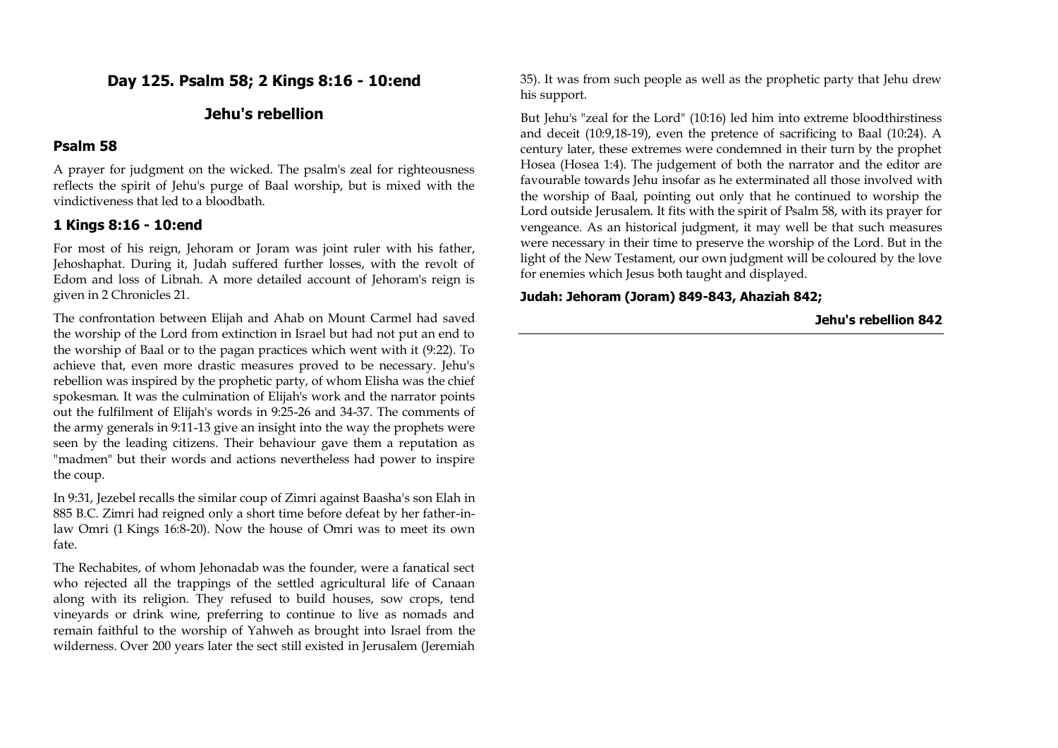## Day 125. Psalm 58; 2 Kings 8:16 - 10:end

## Jehu's rebellion

### Psalm 58

A prayer for judgment on the wicked. The psalm's zeal for righteousness reflects the spirit of Jehu's purge of Baal worship, but is mixed with the vindictiveness that led to a bloodbath.

### 1 Kings 8:16 - 10:end

For most of his reign, Jehoram or Joram was joint ruler with his father, Jehoshaphat. During it, Judah suffered further losses, with the revolt of Edom and loss of Libnah. A more detailed account of Jehoram's reign is given in 2 Chronicles 21.

The confrontation between Elijah and Ahab on Mount Carmel had saved the worship of the Lord from extinction in Israel but had not put an end to the worship of Baal or to the pagan practices which went with it (9:22). To achieve that, even more drastic measures proved to be necessary. Jehu's rebellion was inspired by the prophetic party, of whom Elisha was the chief spokesman. It was the culmination of Elijah's work and the narrator points out the fulfilment of Elijah's words in 9:25-26 and 34-37. The comments of the army generals in 9:11-13 give an insight into the way the prophets were seen by the leading citizens. Their behaviour gave them a reputation as "madmen" but their words and actions nevertheless had power to inspire the coup.

In 9:31, Jezebel recalls the similar coup of Zimri against Baasha's son Elah in 885 B.C. Zimri had reigned only a short time before defeat by her father-in-law Omri (1 Kings 16:8-20). Now the house of Omri was to meet its own fate.

The Rechabites, of whom Jehonadab was the founder, were a fanatical sect who rejected all the trappings of the settled agricultural life of Canaan along with its religion. They refused to build houses, sow crops, tend vineyards or drink wine, preferring to continue to live as nomads and remain faithful to the worship of Yahweh as brought into Israel from the wilderness. Over 200 years later the sect still existed in Jerusalem (Jeremiah 35). It was from such people as well as the prophetic party that Jehu drew his support.

But Jehu's "zeal for the Lord" (10:16) led him into extreme bloodthirstiness and deceit (10:9,18-19), even the pretence of sacrificing to Baal (10:24). A century later, these extremes were condemned in their turn by the prophet Hosea (Hosea 1:4). The judgement of both the narrator and the editor are favourable towards Jehu insofar as he exterminated all those involved with the worship of Baal, pointing out only that he continued to worship the Lord outside Jerusalem. It fits with the spirit of Psalm 58, with its prayer for vengeance. As an historical judgment, it may well be that such measures were necessary in their time to preserve the worship of the Lord. But in the light of the New Testament, our own judgment will be coloured by the love for enemies which Jesus both taught and displayed.

**Judah: Jehoram (Joram) 849-843, Ahaziah 842;**

**Jehu's rebellion 842**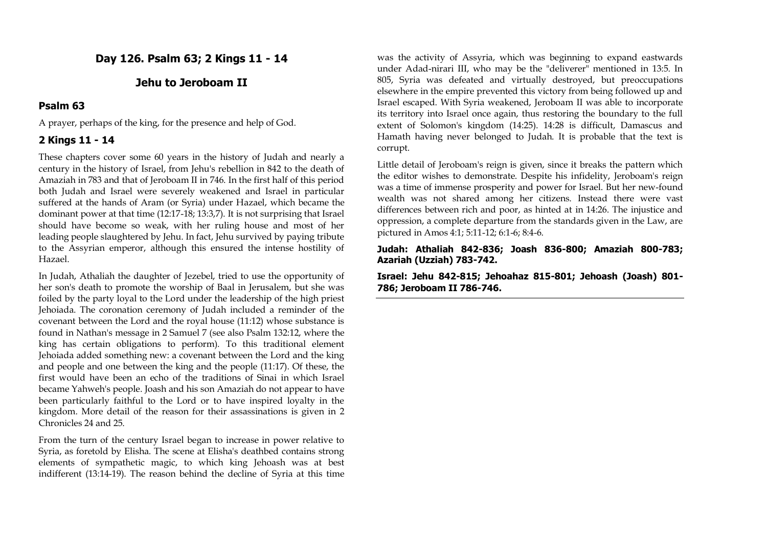## Day 126. Psalm 63; 2 Kings 11 - 14

## Jehu to Jeroboam II

### Psalm 63

A prayer, perhaps of the king, for the presence and help of God.

### 2 Kings 11 - 14

These chapters cover some 60 years in the history of Judah and nearly a century in the history of Israel, from Jehu's rebellion in 842 to the death of Amaziah in 783 and that of Jeroboam II in 746. In the first half of this period both Judah and Israel were severely weakened and Israel in particular suffered at the hands of Aram (or Syria) under Hazael, which became the dominant power at that time (12:17-18; 13:3,7). It is not surprising that Israel should have become so weak, with her ruling house and most of her leading people slaughtered by Jehu. In fact, Jehu survived by paying tribute to the Assyrian emperor, although this ensured the intense hostility of Hazael.

In Judah, Athaliah the daughter of Jezebel, tried to use the opportunity of her son's death to promote the worship of Baal in Jerusalem, but she was foiled by the party loyal to the Lord under the leadership of the high priest Jehoiada. The coronation ceremony of Judah included a reminder of the covenant between the Lord and the royal house (11:12) whose substance is found in Nathan's message in 2 Samuel 7 (see also Psalm 132:12, where the king has certain obligations to perform). To this traditional element Jehoiada added something new: a covenant between the Lord and the king and people and one between the king and the people (11:17). Of these, the first would have been an echo of the traditions of Sinai in which Israel became Yahweh's people. Joash and his son Amaziah do not appear to have been particularly faithful to the Lord or to have inspired loyalty in the kingdom. More detail of the reason for their assassinations is given in 2 Chronicles 24 and 25.

From the turn of the century Israel began to increase in power relative to Syria, as foretold by Elisha. The scene at Elisha's deathbed contains strong elements of sympathetic magic, to which king Jehoash was at best indifferent (13:14-19). The reason behind the decline of Syria at this time was the activity of Assyria, which was beginning to expand eastwards under Adad-nirari III, who may be the "deliverer" mentioned in 13:5. In 805, Syria was defeated and virtually destroyed, but preoccupations elsewhere in the empire prevented this victory from being followed up and Israel escaped. With Syria weakened, Jeroboam II was able to incorporate its territory into Israel once again, thus restoring the boundary to the full extent of Solomon's kingdom (14:25). 14:28 is difficult, Damascus and Hamath having never belonged to Judah. It is probable that the text is corrupt.

Little detail of Jeroboam's reign is given, since it breaks the pattern which the editor wishes to demonstrate. Despite his infidelity, Jeroboam's reign was a time of immense prosperity and power for Israel. But her new-found wealth was not shared among her citizens. Instead there were vast differences between rich and poor, as hinted at in 14:26. The injustice and oppression, a complete departure from the standards given in the Law, are pictured in Amos 4:1; 5:11-12; 6:1-6; 8:4-6.

**Judah: Athaliah 842-836; Joash 836-800; Amaziah 800-783; Azariah (Uzziah) 783-742.**

**Israel: Jehu 842-815; Jehoahaz 815-801; Jehoash (Joash) 801-786; Jeroboam II 786-746.**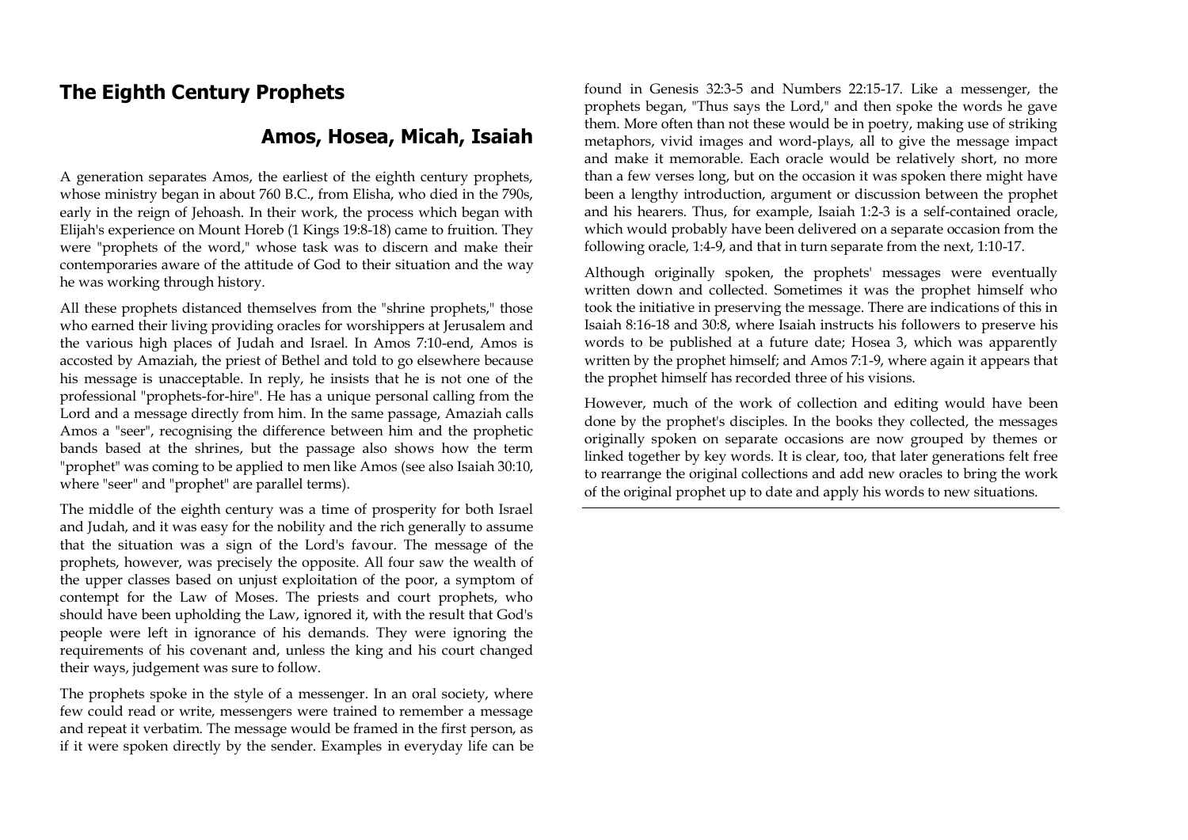## The Eighth Century Prophets

### Amos, Hosea, Micah, Isaiah

A generation separates Amos, the earliest of the eighth century prophets, whose ministry began in about 760 B.C., from Elisha, who died in the 790s, early in the reign of Jehoash. In their work, the process which began with Elijah's experience on Mount Horeb (1 Kings 19:8-18) came to fruition. They were "prophets of the word," whose task was to discern and make their contemporaries aware of the attitude of God to their situation and the way he was working through history.

All these prophets distanced themselves from the "shrine prophets," those who earned their living providing oracles for worshippers at Jerusalem and the various high places of Judah and Israel. In Amos 7:10-end, Amos is accosted by Amaziah, the priest of Bethel and told to go elsewhere because his message is unacceptable. In reply, he insists that he is not one of the professional "prophets-for-hire". He has a unique personal calling from the Lord and a message directly from him. In the same passage, Amaziah calls Amos a "seer", recognising the difference between him and the prophetic bands based at the shrines, but the passage also shows how the term "prophet" was coming to be applied to men like Amos (see also Isaiah 30:10, where "seer" and "prophet" are parallel terms).

The middle of the eighth century was a time of prosperity for both Israel and Judah, and it was easy for the nobility and the rich generally to assume that the situation was a sign of the Lord's favour. The message of the prophets, however, was precisely the opposite. All four saw the wealth of the upper classes based on unjust exploitation of the poor, a symptom of contempt for the Law of Moses. The priests and court prophets, who should have been upholding the Law, ignored it, with the result that God's people were left in ignorance of his demands. They were ignoring the requirements of his covenant and, unless the king and his court changed their ways, judgement was sure to follow.

The prophets spoke in the style of a messenger. In an oral society, where few could read or write, messengers were trained to remember a message and repeat it verbatim. The message would be framed in the first person, as if it were spoken directly by the sender. Examples in everyday life can be found in Genesis 32:3-5 and Numbers 22:15-17. Like a messenger, the prophets began, "Thus says the Lord," and then spoke the words he gave them. More often than not these would be in poetry, making use of striking metaphors, vivid images and word-plays, all to give the message impact and make it memorable. Each oracle would be relatively short, no more than a few verses long, but on the occasion it was spoken there might have been a lengthy introduction, argument or discussion between the prophet and his hearers. Thus, for example, Isaiah 1:2-3 is a self-contained oracle, which would probably have been delivered on a separate occasion from the following oracle, 1:4-9, and that in turn separate from the next, 1:10-17.

Although originally spoken, the prophets' messages were eventually written down and collected. Sometimes it was the prophet himself who took the initiative in preserving the message. There are indications of this in Isaiah 8:16-18 and 30:8, where Isaiah instructs his followers to preserve his words to be published at a future date; Hosea 3, which was apparently written by the prophet himself; and Amos 7:1-9, where again it appears that the prophet himself has recorded three of his visions.

However, much of the work of collection and editing would have been done by the prophet's disciples. In the books they collected, the messages originally spoken on separate occasions are now grouped by themes or linked together by key words. It is clear, too, that later generations felt free to rearrange the original collections and add new oracles to bring the work of the original prophet up to date and apply his words to new situations.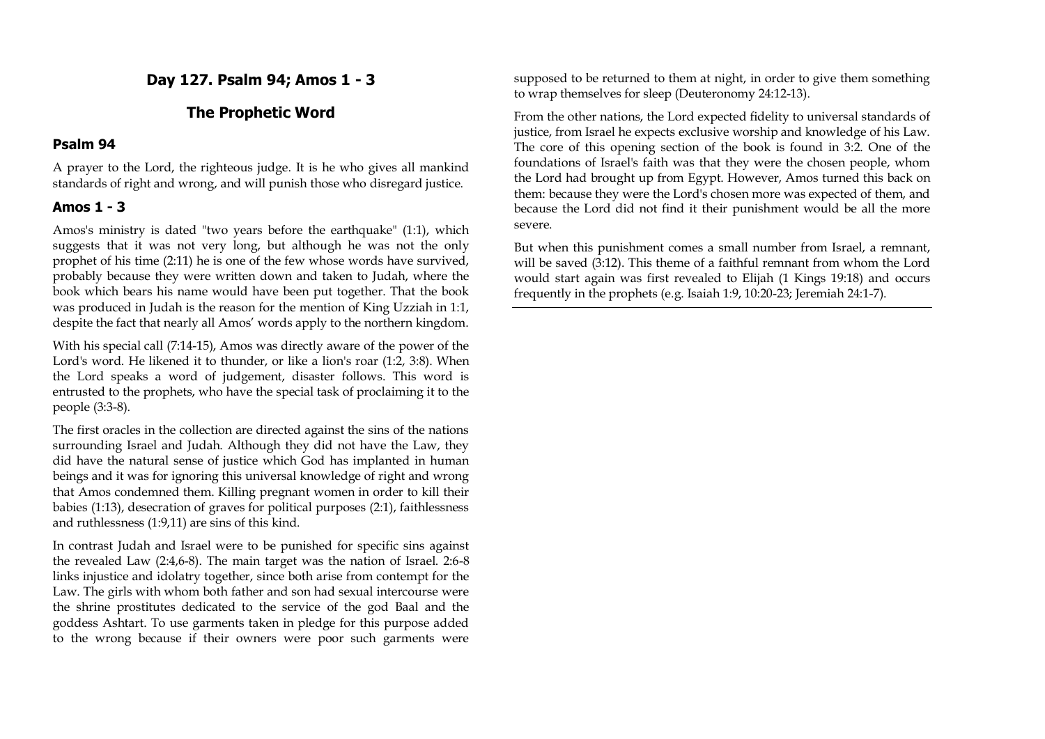## Day 127. Psalm 94; Amos 1 - 3

## The Prophetic Word

### Psalm 94

A prayer to the Lord, the righteous judge. It is he who gives all mankind standards of right and wrong, and will punish those who disregard justice.

### Amos 1 - 3

Amos's ministry is dated "two years before the earthquake" (1:1), which suggests that it was not very long, but although he was not the only prophet of his time (2:11) he is one of the few whose words have survived, probably because they were written down and taken to Judah, where the book which bears his name would have been put together. That the book was produced in Judah is the reason for the mention of King Uzziah in 1:1, despite the fact that nearly all Amos' words apply to the northern kingdom.

With his special call (7:14-15), Amos was directly aware of the power of the Lord's word. He likened it to thunder, or like a lion's roar (1:2, 3:8). When the Lord speaks a word of judgement, disaster follows. This word is entrusted to the prophets, who have the special task of proclaiming it to the people (3:3-8).

The first oracles in the collection are directed against the sins of the nations surrounding Israel and Judah. Although they did not have the Law, they did have the natural sense of justice which God has implanted in human beings and it was for ignoring this universal knowledge of right and wrong that Amos condemned them. Killing pregnant women in order to kill their babies (1:13), desecration of graves for political purposes (2:1), faithlessness and ruthlessness (1:9,11) are sins of this kind.

In contrast Judah and Israel were to be punished for specific sins against the revealed Law (2:4,6-8). The main target was the nation of Israel. 2:6-8 links injustice and idolatry together, since both arise from contempt for the Law. The girls with whom both father and son had sexual intercourse were the shrine prostitutes dedicated to the service of the god Baal and the goddess Ashtart. To use garments taken in pledge for this purpose added to the wrong because if their owners were poor such garments were supposed to be returned to them at night, in order to give them something to wrap themselves for sleep (Deuteronomy 24:12-13).

From the other nations, the Lord expected fidelity to universal standards of justice, from Israel he expects exclusive worship and knowledge of his Law. The core of this opening section of the book is found in 3:2. One of the foundations of Israel's faith was that they were the chosen people, whom the Lord had brought up from Egypt. However, Amos turned this back on them: because they were the Lord's chosen more was expected of them, and because the Lord did not find it their punishment would be all the more severe.

But when this punishment comes a small number from Israel, a remnant, will be saved (3:12). This theme of a faithful remnant from whom the Lord would start again was first revealed to Elijah (1 Kings 19:18) and occurs frequently in the prophets (e.g. Isaiah 1:9, 10:20-23; Jeremiah 24:1-7).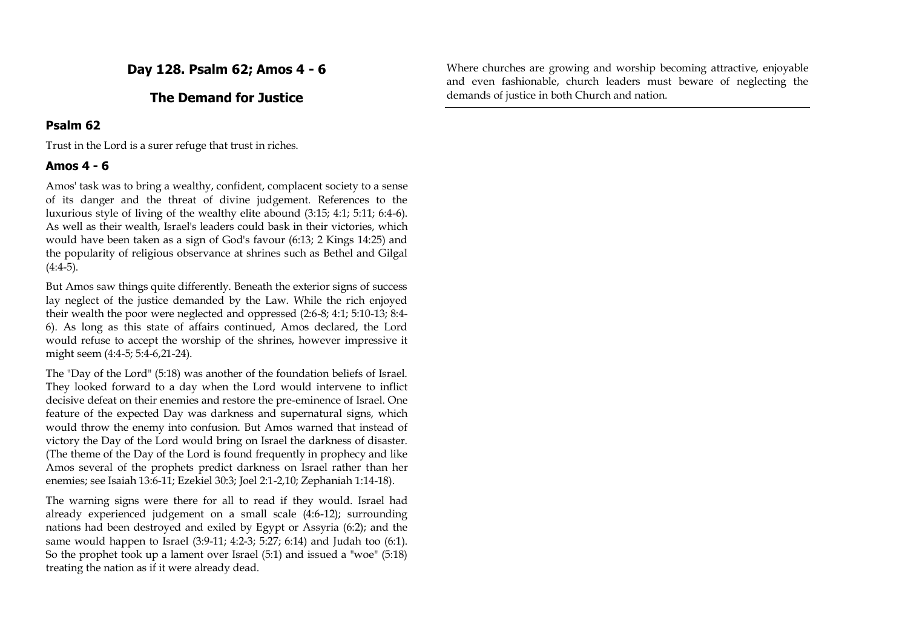## Day 128. Psalm 62; Amos 4 - 6

## The Demand for Justice

### Psalm 62

Trust in the Lord is a surer refuge that trust in riches.

### Amos 4 - 6

Amos' task was to bring a wealthy, confident, complacent society to a sense of its danger and the threat of divine judgement. References to the luxurious style of living of the wealthy elite abound (3:15; 4:1; 5:11; 6:4-6). As well as their wealth, Israel's leaders could bask in their victories, which would have been taken as a sign of God's favour (6:13; 2 Kings 14:25) and the popularity of religious observance at shrines such as Bethel and Gilgal (4:4-5).

But Amos saw things quite differently. Beneath the exterior signs of success lay neglect of the justice demanded by the Law. While the rich enjoyed their wealth the poor were neglected and oppressed (2:6-8; 4:1; 5:10-13; 8:4-6). As long as this state of affairs continued, Amos declared, the Lord would refuse to accept the worship of the shrines, however impressive it might seem (4:4-5; 5:4-6,21-24).

The "Day of the Lord" (5:18) was another of the foundation beliefs of Israel. They looked forward to a day when the Lord would intervene to inflict decisive defeat on their enemies and restore the pre-eminence of Israel. One feature of the expected Day was darkness and supernatural signs, which would throw the enemy into confusion. But Amos warned that instead of victory the Day of the Lord would bring on Israel the darkness of disaster. (The theme of the Day of the Lord is found frequently in prophecy and like Amos several of the prophets predict darkness on Israel rather than her enemies; see Isaiah 13:6-11; Ezekiel 30:3; Joel 2:1-2,10; Zephaniah 1:14-18).

The warning signs were there for all to read if they would. Israel had already experienced judgement on a small scale (4:6-12); surrounding nations had been destroyed and exiled by Egypt or Assyria (6:2); and the same would happen to Israel (3:9-11; 4:2-3; 5:27; 6:14) and Judah too (6:1). So the prophet took up a lament over Israel (5:1) and issued a "woe" (5:18) treating the nation as if it were already dead.

Where churches are growing and worship becoming attractive, enjoyable and even fashionable, church leaders must beware of neglecting the demands of justice in both Church and nation.

---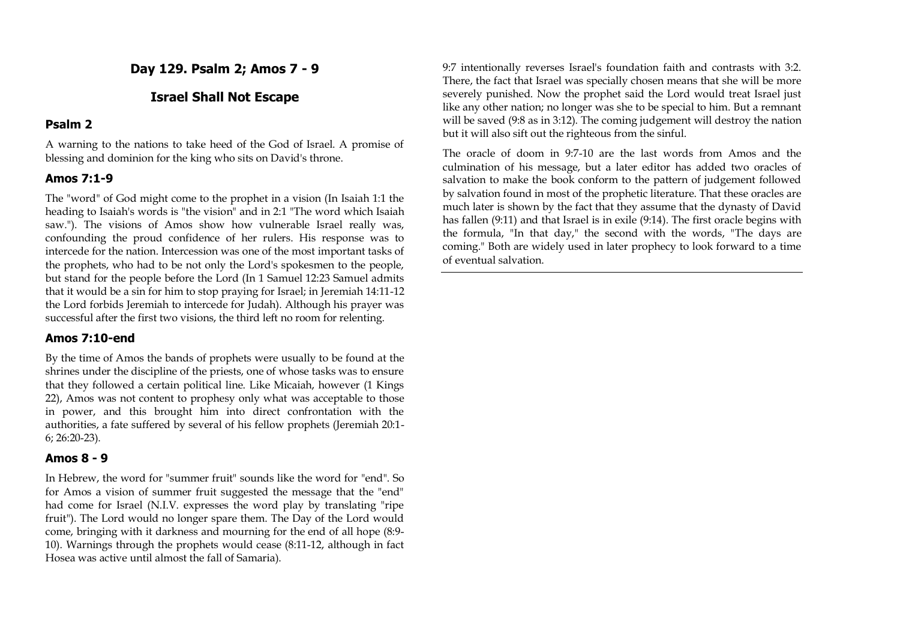## Day 129. Psalm 2; Amos 7 - 9

## Israel Shall Not Escape

### Psalm 2

A warning to the nations to take heed of the God of Israel. A promise of blessing and dominion for the king who sits on David's throne.

### Amos 7:1-9

The "word" of God might come to the prophet in a vision (In Isaiah 1:1 the heading to Isaiah's words is "the vision" and in 2:1 "The word which Isaiah saw."). The visions of Amos show how vulnerable Israel really was, confounding the proud confidence of her rulers. His response was to intercede for the nation. Intercession was one of the most important tasks of the prophets, who had to be not only the Lord's spokesmen to the people, but stand for the people before the Lord (In 1 Samuel 12:23 Samuel admits that it would be a sin for him to stop praying for Israel; in Jeremiah 14:11-12 the Lord forbids Jeremiah to intercede for Judah). Although his prayer was successful after the first two visions, the third left no room for relenting.

### Amos 7:10-end

By the time of Amos the bands of prophets were usually to be found at the shrines under the discipline of the priests, one of whose tasks was to ensure that they followed a certain political line. Like Micaiah, however (1 Kings 22), Amos was not content to prophesy only what was acceptable to those in power, and this brought him into direct confrontation with the authorities, a fate suffered by several of his fellow prophets (Jeremiah 20:1-6; 26:20-23).

### Amos 8 - 9

In Hebrew, the word for "summer fruit" sounds like the word for "end". So for Amos a vision of summer fruit suggested the message that the "end" had come for Israel (N.I.V. expresses the word play by translating "ripe fruit"). The Lord would no longer spare them. The Day of the Lord would come, bringing with it darkness and mourning for the end of all hope (8:9-10). Warnings through the prophets would cease (8:11-12, although in fact Hosea was active until almost the fall of Samaria).

9:7 intentionally reverses Israel's foundation faith and contrasts with 3:2. There, the fact that Israel was specially chosen means that she will be more severely punished. Now the prophet said the Lord would treat Israel just like any other nation; no longer was she to be special to him. But a remnant will be saved (9:8 as in 3:12). The coming judgement will destroy the nation but it will also sift out the righteous from the sinful.

The oracle of doom in 9:7-10 are the last words from Amos and the culmination of his message, but a later editor has added two oracles of salvation to make the book conform to the pattern of judgement followed by salvation found in most of the prophetic literature. That these oracles are much later is shown by the fact that they assume that the dynasty of David has fallen (9:11) and that Israel is in exile (9:14). The first oracle begins with the formula, "In that day," the second with the words, "The days are coming." Both are widely used in later prophecy to look forward to a time of eventual salvation.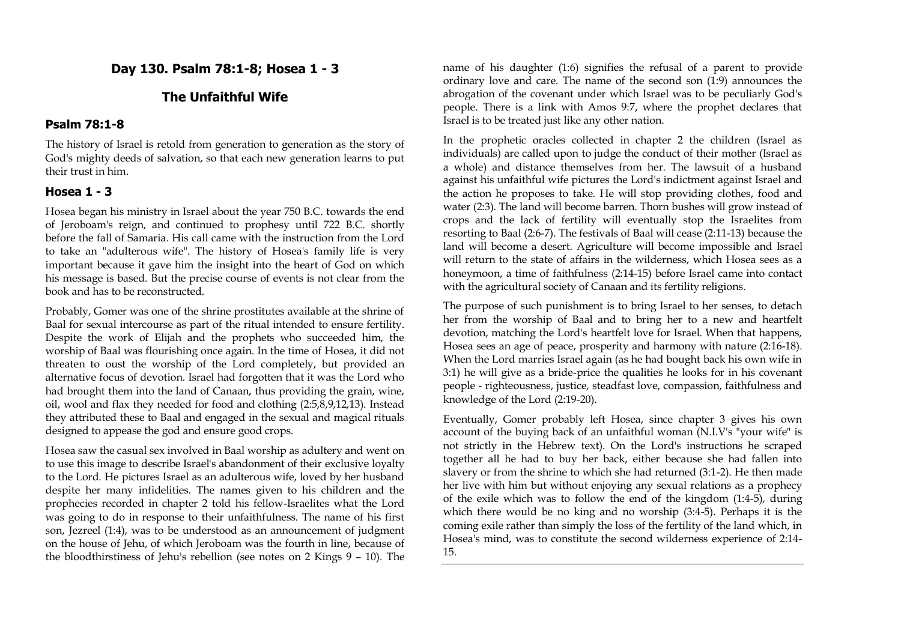## Day 130. Psalm 78:1-8; Hosea 1 - 3

## The Unfaithful Wife

### Psalm 78:1-8

The history of Israel is retold from generation to generation as the story of God's mighty deeds of salvation, so that each new generation learns to put their trust in him.

### Hosea 1 - 3

Hosea began his ministry in Israel about the year 750 B.C. towards the end of Jeroboam's reign, and continued to prophesy until 722 B.C. shortly before the fall of Samaria. His call came with the instruction from the Lord to take an "adulterous wife". The history of Hosea's family life is very important because it gave him the insight into the heart of God on which his message is based. But the precise course of events is not clear from the book and has to be reconstructed.

Probably, Gomer was one of the shrine prostitutes available at the shrine of Baal for sexual intercourse as part of the ritual intended to ensure fertility. Despite the work of Elijah and the prophets who succeeded him, the worship of Baal was flourishing once again. In the time of Hosea, it did not threaten to oust the worship of the Lord completely, but provided an alternative focus of devotion. Israel had forgotten that it was the Lord who had brought them into the land of Canaan, thus providing the grain, wine, oil, wool and flax they needed for food and clothing (2:5,8,9,12,13). Instead they attributed these to Baal and engaged in the sexual and magical rituals designed to appease the god and ensure good crops.

Hosea saw the casual sex involved in Baal worship as adultery and went on to use this image to describe Israel's abandonment of their exclusive loyalty to the Lord. He pictures Israel as an adulterous wife, loved by her husband despite her many infidelities. The names given to his children and the prophecies recorded in chapter 2 told his fellow-Israelites what the Lord was going to do in response to their unfaithfulness. The name of his first son, Jezreel (1:4), was to be understood as an announcement of judgment on the house of Jehu, of which Jeroboam was the fourth in line, because of the bloodthirstiness of Jehu's rebellion (see notes on 2 Kings 9 – 10). The name of his daughter (1:6) signifies the refusal of a parent to provide ordinary love and care. The name of the second son (1:9) announces the abrogation of the covenant under which Israel was to be peculiarly God's people. There is a link with Amos 9:7, where the prophet declares that Israel is to be treated just like any other nation.

In the prophetic oracles collected in chapter 2 the children (Israel as individuals) are called upon to judge the conduct of their mother (Israel as a whole) and distance themselves from her. The lawsuit of a husband against his unfaithful wife pictures the Lord's indictment against Israel and the action he proposes to take. He will stop providing clothes, food and water (2:3). The land will become barren. Thorn bushes will grow instead of crops and the lack of fertility will eventually stop the Israelites from resorting to Baal (2:6-7). The festivals of Baal will cease (2:11-13) because the land will become a desert. Agriculture will become impossible and Israel will return to the state of affairs in the wilderness, which Hosea sees as a honeymoon, a time of faithfulness (2:14-15) before Israel came into contact with the agricultural society of Canaan and its fertility religions.

The purpose of such punishment is to bring Israel to her senses, to detach her from the worship of Baal and to bring her to a new and heartfelt devotion, matching the Lord's heartfelt love for Israel. When that happens, Hosea sees an age of peace, prosperity and harmony with nature (2:16-18). When the Lord marries Israel again (as he had bought back his own wife in 3:1) he will give as a bride-price the qualities he looks for in his covenant people - righteousness, justice, steadfast love, compassion, faithfulness and knowledge of the Lord (2:19-20).

Eventually, Gomer probably left Hosea, since chapter 3 gives his own account of the buying back of an unfaithful woman (N.I.V's "your wife" is not strictly in the Hebrew text). On the Lord's instructions he scraped together all he had to buy her back, either because she had fallen into slavery or from the shrine to which she had returned (3:1-2). He then made her live with him but without enjoying any sexual relations as a prophecy of the exile which was to follow the end of the kingdom (1:4-5), during which there would be no king and no worship (3:4-5). Perhaps it is the coming exile rather than simply the loss of the fertility of the land which, in Hosea's mind, was to constitute the second wilderness experience of 2:14-15.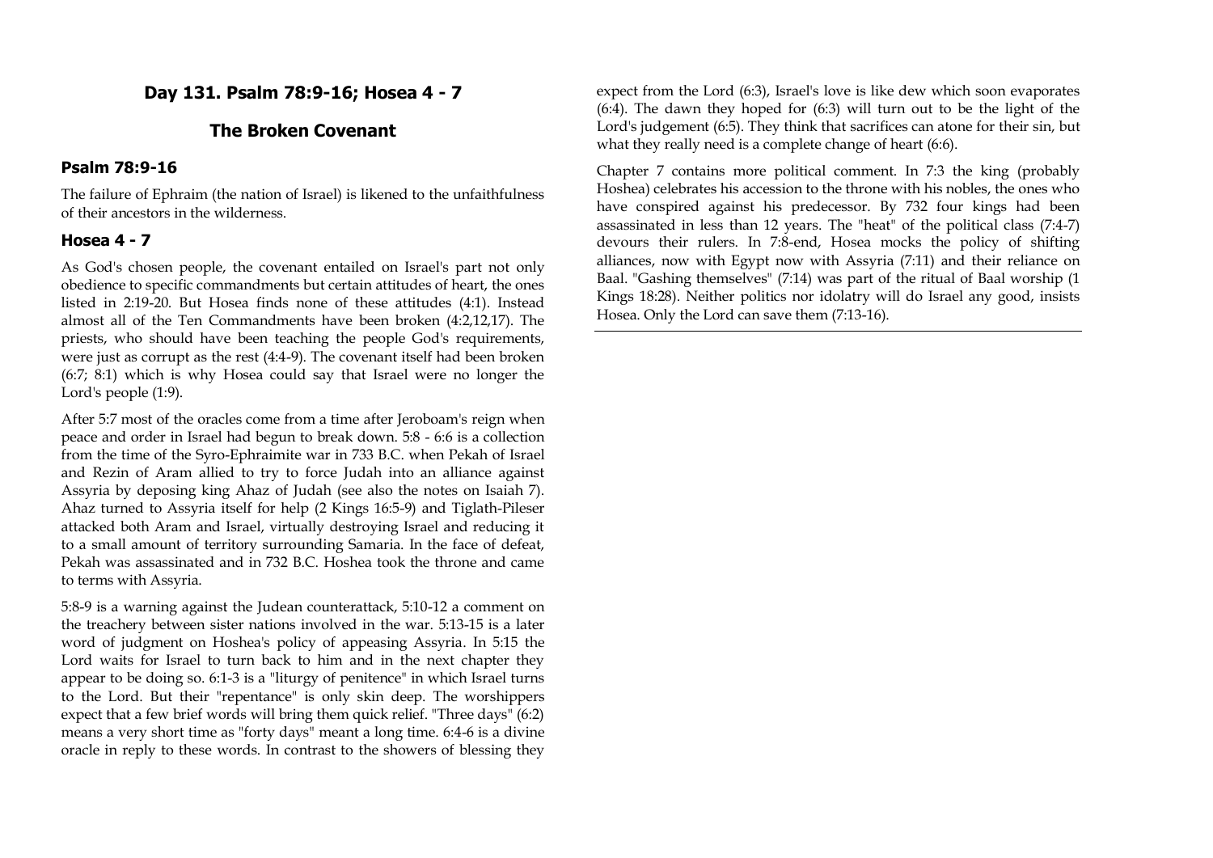## Day 131. Psalm 78:9-16; Hosea 4 - 7

## The Broken Covenant

### Psalm 78:9-16

The failure of Ephraim (the nation of Israel) is likened to the unfaithfulness of their ancestors in the wilderness.

### Hosea 4 - 7

As God's chosen people, the covenant entailed on Israel's part not only obedience to specific commandments but certain attitudes of heart, the ones listed in 2:19-20. But Hosea finds none of these attitudes (4:1). Instead almost all of the Ten Commandments have been broken (4:2,12,17). The priests, who should have been teaching the people God's requirements, were just as corrupt as the rest (4:4-9). The covenant itself had been broken (6:7; 8:1) which is why Hosea could say that Israel were no longer the Lord's people (1:9).

After 5:7 most of the oracles come from a time after Jeroboam's reign when peace and order in Israel had begun to break down. 5:8 - 6:6 is a collection from the time of the Syro-Ephraimite war in 733 B.C. when Pekah of Israel and Rezin of Aram allied to try to force Judah into an alliance against Assyria by deposing king Ahaz of Judah (see also the notes on Isaiah 7). Ahaz turned to Assyria itself for help (2 Kings 16:5-9) and Tiglath-Pileser attacked both Aram and Israel, virtually destroying Israel and reducing it to a small amount of territory surrounding Samaria. In the face of defeat, Pekah was assassinated and in 732 B.C. Hoshea took the throne and came to terms with Assyria.

5:8-9 is a warning against the Judean counterattack, 5:10-12 a comment on the treachery between sister nations involved in the war. 5:13-15 is a later word of judgment on Hoshea's policy of appeasing Assyria. In 5:15 the Lord waits for Israel to turn back to him and in the next chapter they appear to be doing so. 6:1-3 is a "liturgy of penitence" in which Israel turns to the Lord. But their "repentance" is only skin deep. The worshippers expect that a few brief words will bring them quick relief. "Three days" (6:2) means a very short time as "forty days" meant a long time. 6:4-6 is a divine oracle in reply to these words. In contrast to the showers of blessing they expect from the Lord (6:3), Israel's love is like dew which soon evaporates (6:4). The dawn they hoped for (6:3) will turn out to be the light of the Lord's judgement (6:5). They think that sacrifices can atone for their sin, but what they really need is a complete change of heart (6:6).

Chapter 7 contains more political comment. In 7:3 the king (probably Hoshea) celebrates his accession to the throne with his nobles, the ones who have conspired against his predecessor. By 732 four kings had been assassinated in less than 12 years. The "heat" of the political class (7:4-7) devours their rulers. In 7:8-end, Hosea mocks the policy of shifting alliances, now with Egypt now with Assyria (7:11) and their reliance on Baal. "Gashing themselves" (7:14) was part of the ritual of Baal worship (1 Kings 18:28). Neither politics nor idolatry will do Israel any good, insists Hosea. Only the Lord can save them (7:13-16).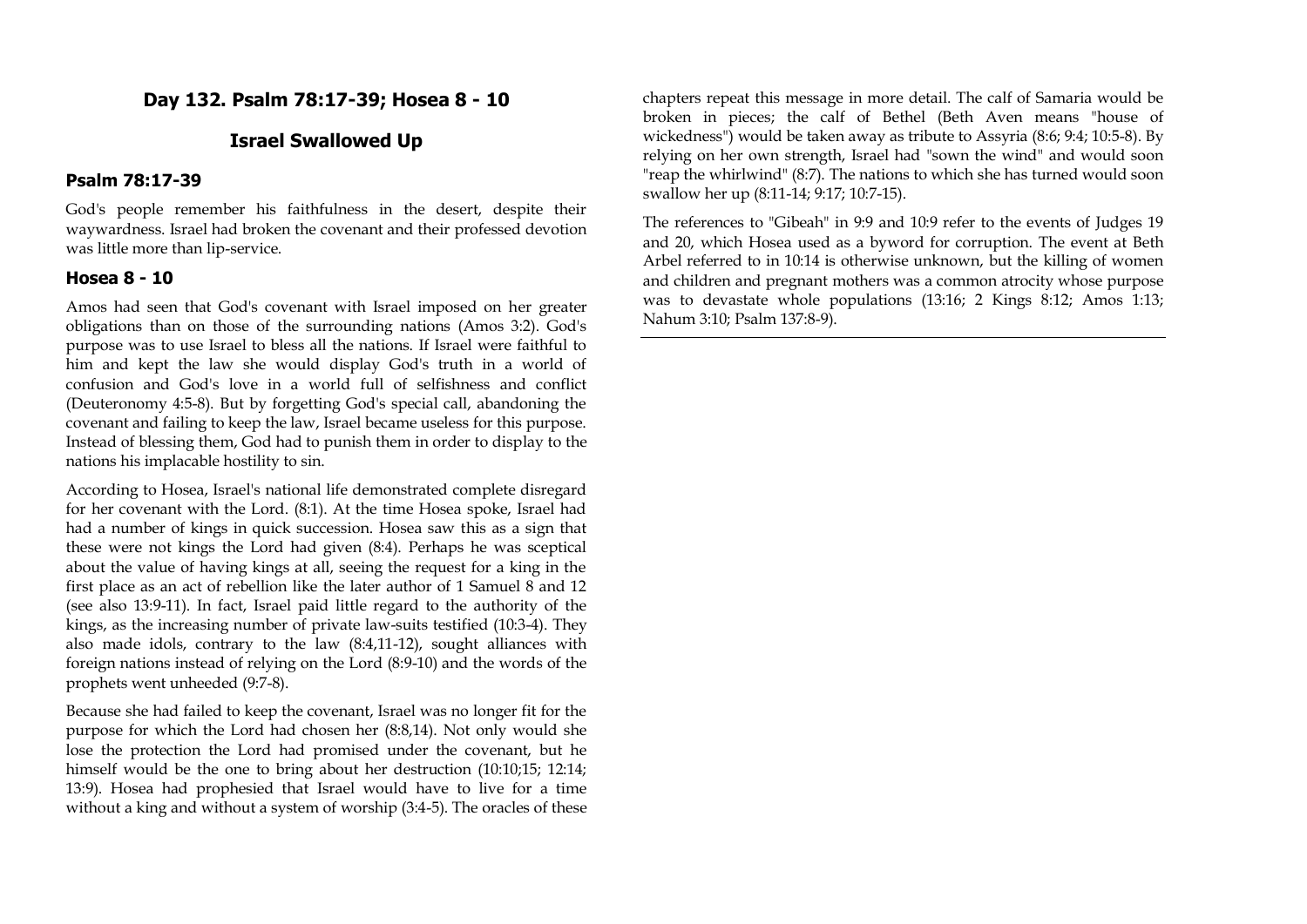## Day 132. Psalm 78:17-39; Hosea 8 - 10

## Israel Swallowed Up

### Psalm 78:17-39

God's people remember his faithfulness in the desert, despite their waywardness. Israel had broken the covenant and their professed devotion was little more than lip-service.

### Hosea 8 - 10

Amos had seen that God's covenant with Israel imposed on her greater obligations than on those of the surrounding nations (Amos 3:2). God's purpose was to use Israel to bless all the nations. If Israel were faithful to him and kept the law she would display God's truth in a world of confusion and God's love in a world full of selfishness and conflict (Deuteronomy 4:5-8). But by forgetting God's special call, abandoning the covenant and failing to keep the law, Israel became useless for this purpose. Instead of blessing them, God had to punish them in order to display to the nations his implacable hostility to sin.

According to Hosea, Israel's national life demonstrated complete disregard for her covenant with the Lord. (8:1). At the time Hosea spoke, Israel had had a number of kings in quick succession. Hosea saw this as a sign that these were not kings the Lord had given (8:4). Perhaps he was sceptical about the value of having kings at all, seeing the request for a king in the first place as an act of rebellion like the later author of 1 Samuel 8 and 12 (see also 13:9-11). In fact, Israel paid little regard to the authority of the kings, as the increasing number of private law-suits testified (10:3-4). They also made idols, contrary to the law (8:4,11-12), sought alliances with foreign nations instead of relying on the Lord (8:9-10) and the words of the prophets went unheeded (9:7-8).

Because she had failed to keep the covenant, Israel was no longer fit for the purpose for which the Lord had chosen her (8:8,14). Not only would she lose the protection the Lord had promised under the covenant, but he himself would be the one to bring about her destruction (10:10;15; 12:14; 13:9). Hosea had prophesied that Israel would have to live for a time without a king and without a system of worship (3:4-5). The oracles of these chapters repeat this message in more detail. The calf of Samaria would be broken in pieces; the calf of Bethel (Beth Aven means "house of wickedness") would be taken away as tribute to Assyria (8:6; 9:4; 10:5-8). By relying on her own strength, Israel had "sown the wind" and would soon "reap the whirlwind" (8:7). The nations to which she has turned would soon swallow her up (8:11-14; 9:17; 10:7-15).

The references to "Gibeah" in 9:9 and 10:9 refer to the events of Judges 19 and 20, which Hosea used as a byword for corruption. The event at Beth Arbel referred to in 10:14 is otherwise unknown, but the killing of women and children and pregnant mothers was a common atrocity whose purpose was to devastate whole populations (13:16; 2 Kings 8:12; Amos 1:13; Nahum 3:10; Psalm 137:8-9).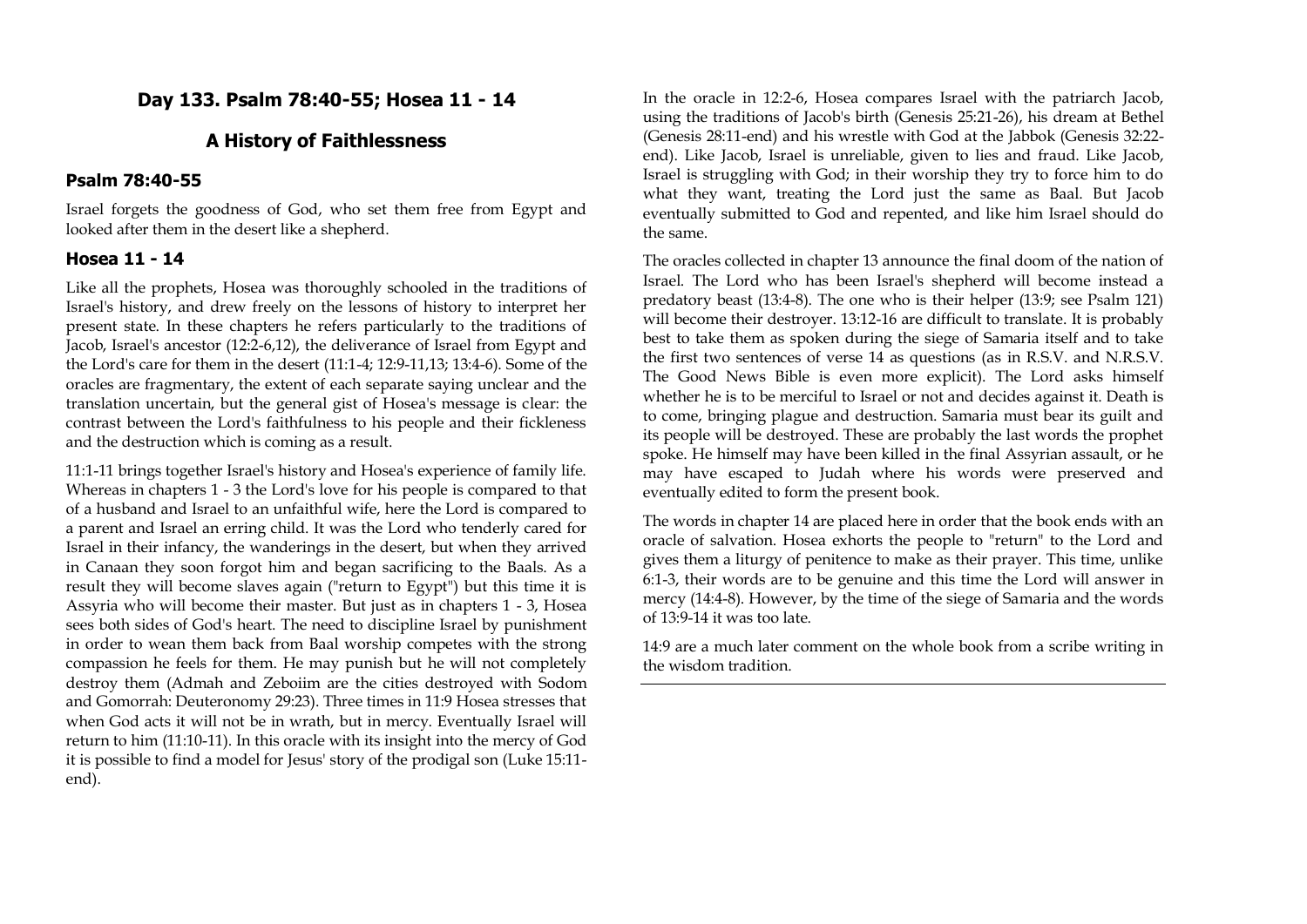## Day 133. Psalm 78:40-55; Hosea 11 - 14

## A History of Faithlessness

### Psalm 78:40-55

Israel forgets the goodness of God, who set them free from Egypt and looked after them in the desert like a shepherd.

### Hosea 11 - 14

Like all the prophets, Hosea was thoroughly schooled in the traditions of Israel's history, and drew freely on the lessons of history to interpret her present state. In these chapters he refers particularly to the traditions of Jacob, Israel's ancestor (12:2-6,12), the deliverance of Israel from Egypt and the Lord's care for them in the desert (11:1-4; 12:9-11,13; 13:4-6). Some of the oracles are fragmentary, the extent of each separate saying unclear and the translation uncertain, but the general gist of Hosea's message is clear: the contrast between the Lord's faithfulness to his people and their fickleness and the destruction which is coming as a result.

11:1-11 brings together Israel's history and Hosea's experience of family life. Whereas in chapters 1 - 3 the Lord's love for his people is compared to that of a husband and Israel to an unfaithful wife, here the Lord is compared to a parent and Israel an erring child. It was the Lord who tenderly cared for Israel in their infancy, the wanderings in the desert, but when they arrived in Canaan they soon forgot him and began sacrificing to the Baals. As a result they will become slaves again ("return to Egypt") but this time it is Assyria who will become their master. But just as in chapters 1 - 3, Hosea sees both sides of God's heart. The need to discipline Israel by punishment in order to wean them back from Baal worship competes with the strong compassion he feels for them. He may punish but he will not completely destroy them (Admah and Zeboiim are the cities destroyed with Sodom and Gomorrah: Deuteronomy 29:23). Three times in 11:9 Hosea stresses that when God acts it will not be in wrath, but in mercy. Eventually Israel will return to him (11:10-11). In this oracle with its insight into the mercy of God it is possible to find a model for Jesus' story of the prodigal son (Luke 15:11-end).

In the oracle in 12:2-6, Hosea compares Israel with the patriarch Jacob, using the traditions of Jacob's birth (Genesis 25:21-26), his dream at Bethel (Genesis 28:11-end) and his wrestle with God at the Jabbok (Genesis 32:22-end). Like Jacob, Israel is unreliable, given to lies and fraud. Like Jacob, Israel is struggling with God; in their worship they try to force him to do what they want, treating the Lord just the same as Baal. But Jacob eventually submitted to God and repented, and like him Israel should do the same.

The oracles collected in chapter 13 announce the final doom of the nation of Israel. The Lord who has been Israel's shepherd will become instead a predatory beast (13:4-8). The one who is their helper (13:9; see Psalm 121) will become their destroyer. 13:12-16 are difficult to translate. It is probably best to take them as spoken during the siege of Samaria itself and to take the first two sentences of verse 14 as questions (as in R.S.V. and N.R.S.V. The Good News Bible is even more explicit). The Lord asks himself whether he is to be merciful to Israel or not and decides against it. Death is to come, bringing plague and destruction. Samaria must bear its guilt and its people will be destroyed. These are probably the last words the prophet spoke. He himself may have been killed in the final Assyrian assault, or he may have escaped to Judah where his words were preserved and eventually edited to form the present book.

The words in chapter 14 are placed here in order that the book ends with an oracle of salvation. Hosea exhorts the people to "return" to the Lord and gives them a liturgy of penitence to make as their prayer. This time, unlike 6:1-3, their words are to be genuine and this time the Lord will answer in mercy (14:4-8). However, by the time of the siege of Samaria and the words of 13:9-14 it was too late.

14:9 are a much later comment on the whole book from a scribe writing in the wisdom tradition.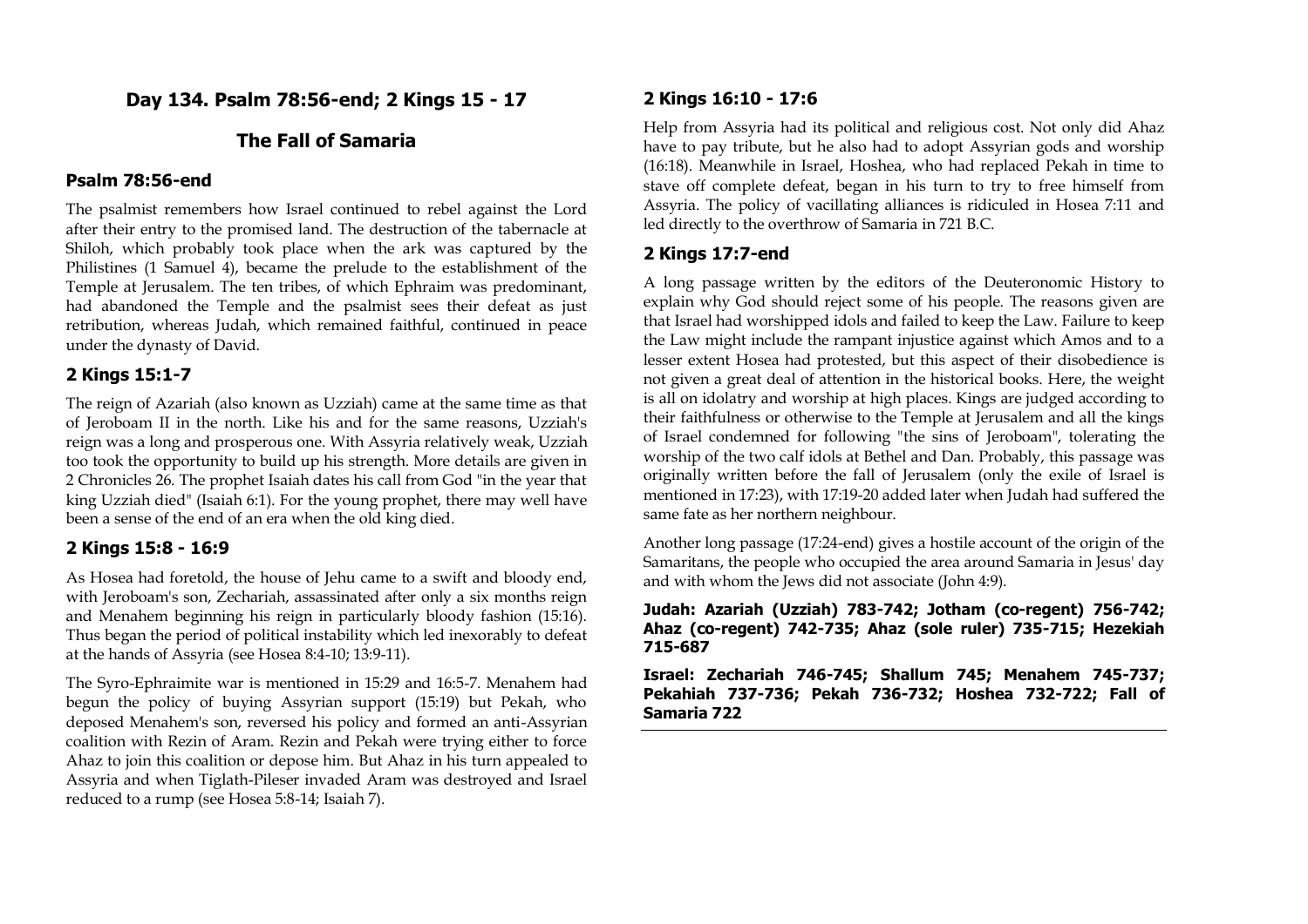## Day 134. Psalm 78:56-end; 2 Kings 15 - 17

## The Fall of Samaria

### Psalm 78:56-end

The psalmist remembers how Israel continued to rebel against the Lord after their entry to the promised land. The destruction of the tabernacle at Shiloh, which probably took place when the ark was captured by the Philistines (1 Samuel 4), became the prelude to the establishment of the Temple at Jerusalem. The ten tribes, of which Ephraim was predominant, had abandoned the Temple and the psalmist sees their defeat as just retribution, whereas Judah, which remained faithful, continued in peace under the dynasty of David.

### 2 Kings 15:1-7

The reign of Azariah (also known as Uzziah) came at the same time as that of Jeroboam II in the north. Like his and for the same reasons, Uzziah's reign was a long and prosperous one. With Assyria relatively weak, Uzziah too took the opportunity to build up his strength. More details are given in 2 Chronicles 26. The prophet Isaiah dates his call from God "in the year that king Uzziah died" (Isaiah 6:1). For the young prophet, there may well have been a sense of the end of an era when the old king died.

### 2 Kings 15:8 - 16:9

As Hosea had foretold, the house of Jehu came to a swift and bloody end, with Jeroboam's son, Zechariah, assassinated after only a six months reign and Menahem beginning his reign in particularly bloody fashion (15:16). Thus began the period of political instability which led inexorably to defeat at the hands of Assyria (see Hosea 8:4-10; 13:9-11).

The Syro-Ephraimite war is mentioned in 15:29 and 16:5-7. Menahem had begun the policy of buying Assyrian support (15:19) but Pekah, who deposed Menahem's son, reversed his policy and formed an anti-Assyrian coalition with Rezin of Aram. Rezin and Pekah were trying either to force Ahaz to join this coalition or depose him. But Ahaz in his turn appealed to Assyria and when Tiglath-Pileser invaded Aram was destroyed and Israel reduced to a rump (see Hosea 5:8-14; Isaiah 7).

### 2 Kings 16:10 - 17:6

Help from Assyria had its political and religious cost. Not only did Ahaz have to pay tribute, but he also had to adopt Assyrian gods and worship (16:18). Meanwhile in Israel, Hoshea, who had replaced Pekah in time to stave off complete defeat, began in his turn to try to free himself from Assyria. The policy of vacillating alliances is ridiculed in Hosea 7:11 and led directly to the overthrow of Samaria in 721 B.C.

### 2 Kings 17:7-end

A long passage written by the editors of the Deuteronomic History to explain why God should reject some of his people. The reasons given are that Israel had worshipped idols and failed to keep the Law. Failure to keep the Law might include the rampant injustice against which Amos and to a lesser extent Hosea had protested, but this aspect of their disobedience is not given a great deal of attention in the historical books. Here, the weight is all on idolatry and worship at high places. Kings are judged according to their faithfulness or otherwise to the Temple at Jerusalem and all the kings of Israel condemned for following "the sins of Jeroboam", tolerating the worship of the two calf idols at Bethel and Dan. Probably, this passage was originally written before the fall of Jerusalem (only the exile of Israel is mentioned in 17:23), with 17:19-20 added later when Judah had suffered the same fate as her northern neighbour.

Another long passage (17:24-end) gives a hostile account of the origin of the Samaritans, the people who occupied the area around Samaria in Jesus' day and with whom the Jews did not associate (John 4:9).

**Judah: Azariah (Uzziah) 783-742; Jotham (co-regent) 756-742; Ahaz (co-regent) 742-735; Ahaz (sole ruler) 735-715; Hezekiah 715-687**

**Israel: Zechariah 746-745; Shallum 745; Menahem 745-737; Pekahiah 737-736; Pekah 736-732; Hoshea 732-722; Fall of Samaria 722**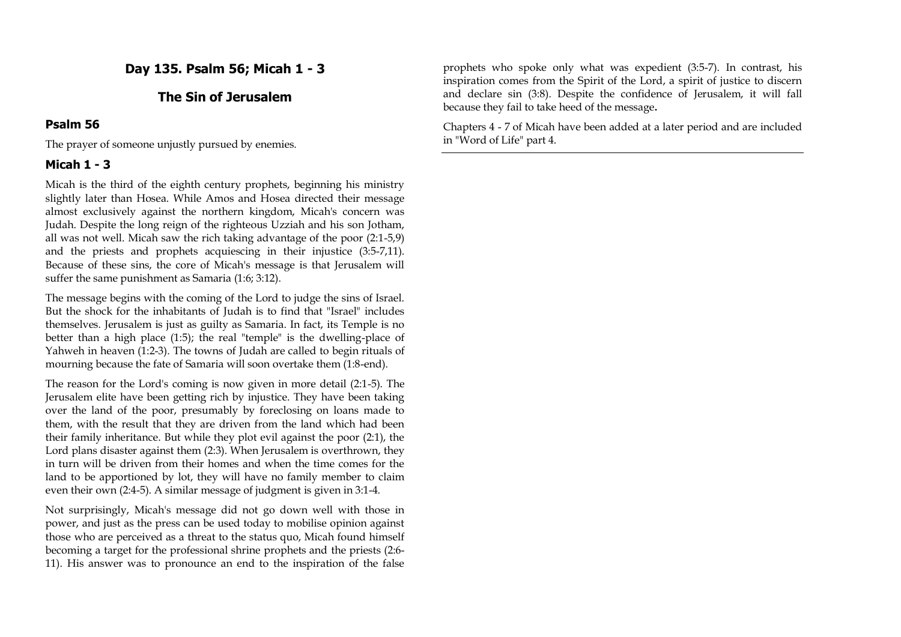## Day 135. Psalm 56; Micah 1 - 3

## The Sin of Jerusalem

### Psalm 56

The prayer of someone unjustly pursued by enemies.

### Micah 1 - 3

Micah is the third of the eighth century prophets, beginning his ministry slightly later than Hosea. While Amos and Hosea directed their message almost exclusively against the northern kingdom, Micah's concern was Judah. Despite the long reign of the righteous Uzziah and his son Jotham, all was not well. Micah saw the rich taking advantage of the poor (2:1-5,9) and the priests and prophets acquiescing in their injustice (3:5-7,11). Because of these sins, the core of Micah's message is that Jerusalem will suffer the same punishment as Samaria (1:6; 3:12).

The message begins with the coming of the Lord to judge the sins of Israel. But the shock for the inhabitants of Judah is to find that "Israel" includes themselves. Jerusalem is just as guilty as Samaria. In fact, its Temple is no better than a high place (1:5); the real "temple" is the dwelling-place of Yahweh in heaven (1:2-3). The towns of Judah are called to begin rituals of mourning because the fate of Samaria will soon overtake them (1:8-end).

The reason for the Lord's coming is now given in more detail (2:1-5). The Jerusalem elite have been getting rich by injustice. They have been taking over the land of the poor, presumably by foreclosing on loans made to them, with the result that they are driven from the land which had been their family inheritance. But while they plot evil against the poor (2:1), the Lord plans disaster against them (2:3). When Jerusalem is overthrown, they in turn will be driven from their homes and when the time comes for the land to be apportioned by lot, they will have no family member to claim even their own (2:4-5). A similar message of judgment is given in 3:1-4.

Not surprisingly, Micah's message did not go down well with those in power, and just as the press can be used today to mobilise opinion against those who are perceived as a threat to the status quo, Micah found himself becoming a target for the professional shrine prophets and the priests (2:6-11). His answer was to pronounce an end to the inspiration of the false prophets who spoke only what was expedient (3:5-7). In contrast, his inspiration comes from the Spirit of the Lord, a spirit of justice to discern and declare sin (3:8). Despite the confidence of Jerusalem, it will fall because they fail to take heed of the message.

Chapters 4 - 7 of Micah have been added at a later period and are included in "Word of Life" part 4.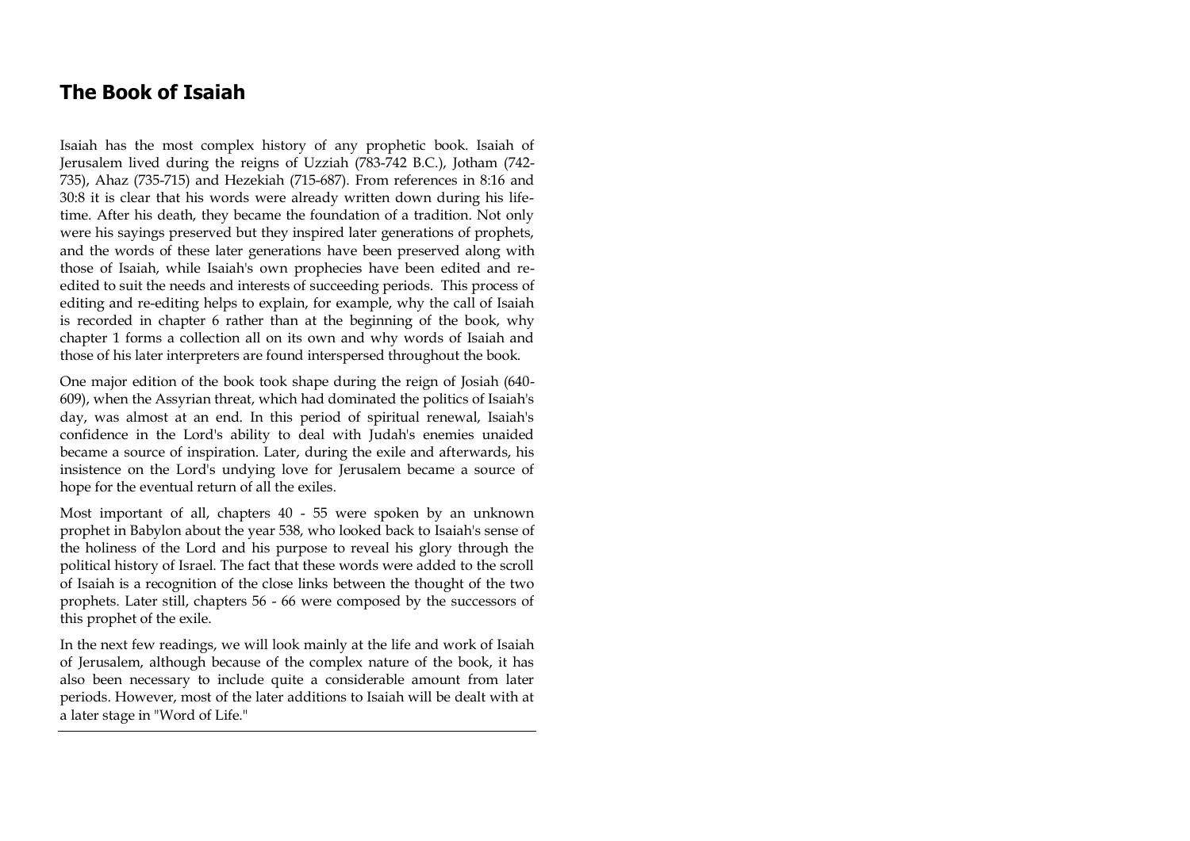## The Book of Isaiah

Isaiah has the most complex history of any prophetic book. Isaiah of Jerusalem lived during the reigns of Uzziah (783-742 B.C.), Jotham (742-735), Ahaz (735-715) and Hezekiah (715-687). From references in 8:16 and 30:8 it is clear that his words were already written down during his lifetime. After his death, they became the foundation of a tradition. Not only were his sayings preserved but they inspired later generations of prophets, and the words of these later generations have been preserved along with those of Isaiah, while Isaiah's own prophecies have been edited and re-edited to suit the needs and interests of succeeding periods. This process of editing and re-editing helps to explain, for example, why the call of Isaiah is recorded in chapter 6 rather than at the beginning of the book, why chapter 1 forms a collection all on its own and why words of Isaiah and those of his later interpreters are found interspersed throughout the book.

One major edition of the book took shape during the reign of Josiah (640-609), when the Assyrian threat, which had dominated the politics of Isaiah's day, was almost at an end. In this period of spiritual renewal, Isaiah's confidence in the Lord's ability to deal with Judah's enemies unaided became a source of inspiration. Later, during the exile and afterwards, his insistence on the Lord's undying love for Jerusalem became a source of hope for the eventual return of all the exiles.

Most important of all, chapters 40 - 55 were spoken by an unknown prophet in Babylon about the year 538, who looked back to Isaiah's sense of the holiness of the Lord and his purpose to reveal his glory through the political history of Israel. The fact that these words were added to the scroll of Isaiah is a recognition of the close links between the thought of the two prophets. Later still, chapters 56 - 66 were composed by the successors of this prophet of the exile.

In the next few readings, we will look mainly at the life and work of Isaiah of Jerusalem, although because of the complex nature of the book, it has also been necessary to include quite a considerable amount from later periods. However, most of the later additions to Isaiah will be dealt with at a later stage in "Word of Life."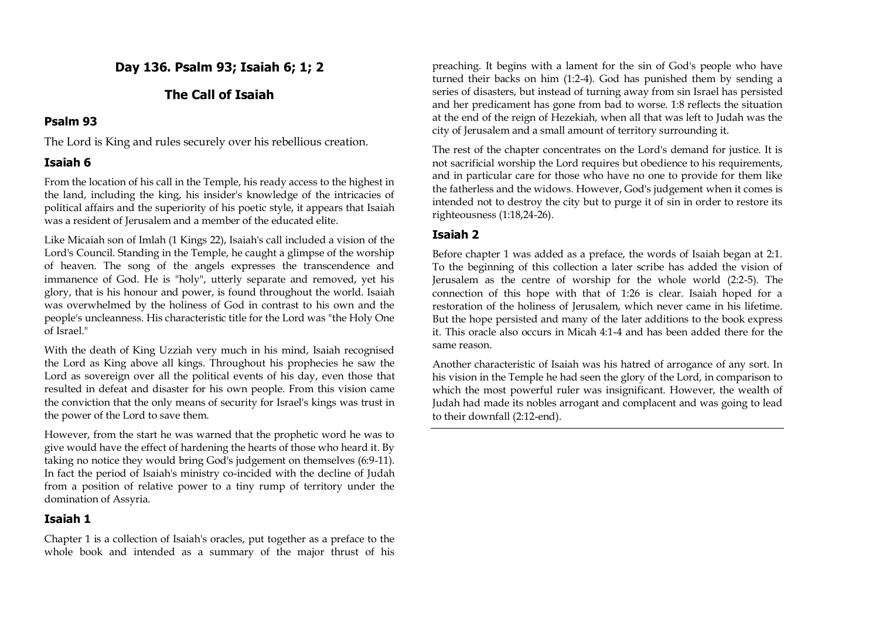## Day 136. Psalm 93; Isaiah 6; 1; 2

## The Call of Isaiah

### Psalm 93

The Lord is King and rules securely over his rebellious creation.

### Isaiah 6

From the location of his call in the Temple, his ready access to the highest in the land, including the king, his insider's knowledge of the intricacies of political affairs and the superiority of his poetic style, it appears that Isaiah was a resident of Jerusalem and a member of the educated elite.

Like Micaiah son of Imlah (1 Kings 22), Isaiah's call included a vision of the Lord's Council. Standing in the Temple, he caught a glimpse of the worship of heaven. The song of the angels expresses the transcendence and immanence of God. He is "holy", utterly separate and removed, yet his glory, that is his honour and power, is found throughout the world. Isaiah was overwhelmed by the holiness of God in contrast to his own and the people's uncleanness. His characteristic title for the Lord was "the Holy One of Israel."

With the death of King Uzziah very much in his mind, Isaiah recognised the Lord as King above all kings. Throughout his prophecies he saw the Lord as sovereign over all the political events of his day, even those that resulted in defeat and disaster for his own people. From this vision came the conviction that the only means of security for Israel's kings was trust in the power of the Lord to save them.

However, from the start he was warned that the prophetic word he was to give would have the effect of hardening the hearts of those who heard it. By taking no notice they would bring God's judgement on themselves (6:9-11). In fact the period of Isaiah's ministry co-incided with the decline of Judah from a position of relative power to a tiny rump of territory under the domination of Assyria.

### Isaiah 1

Chapter 1 is a collection of Isaiah's oracles, put together as a preface to the whole book and intended as a summary of the major thrust of his preaching. It begins with a lament for the sin of God's people who have turned their backs on him (1:2-4). God has punished them by sending a series of disasters, but instead of turning away from sin Israel has persisted and her predicament has gone from bad to worse. 1:8 reflects the situation at the end of the reign of Hezekiah, when all that was left to Judah was the city of Jerusalem and a small amount of territory surrounding it.

The rest of the chapter concentrates on the Lord's demand for justice. It is not sacrificial worship the Lord requires but obedience to his requirements, and in particular care for those who have no one to provide for them like the fatherless and the widows. However, God's judgement when it comes is intended not to destroy the city but to purge it of sin in order to restore its righteousness (1:18,24-26).

### Isaiah 2

Before chapter 1 was added as a preface, the words of Isaiah began at 2:1. To the beginning of this collection a later scribe has added the vision of Jerusalem as the centre of worship for the whole world (2:2-5). The connection of this hope with that of 1:26 is clear. Isaiah hoped for a restoration of the holiness of Jerusalem, which never came in his lifetime. But the hope persisted and many of the later additions to the book express it. This oracle also occurs in Micah 4:1-4 and has been added there for the same reason.

Another characteristic of Isaiah was his hatred of arrogance of any sort. In his vision in the Temple he had seen the glory of the Lord, in comparison to which the most powerful ruler was insignificant. However, the wealth of Judah had made its nobles arrogant and complacent and was going to lead to their downfall (2:12-end).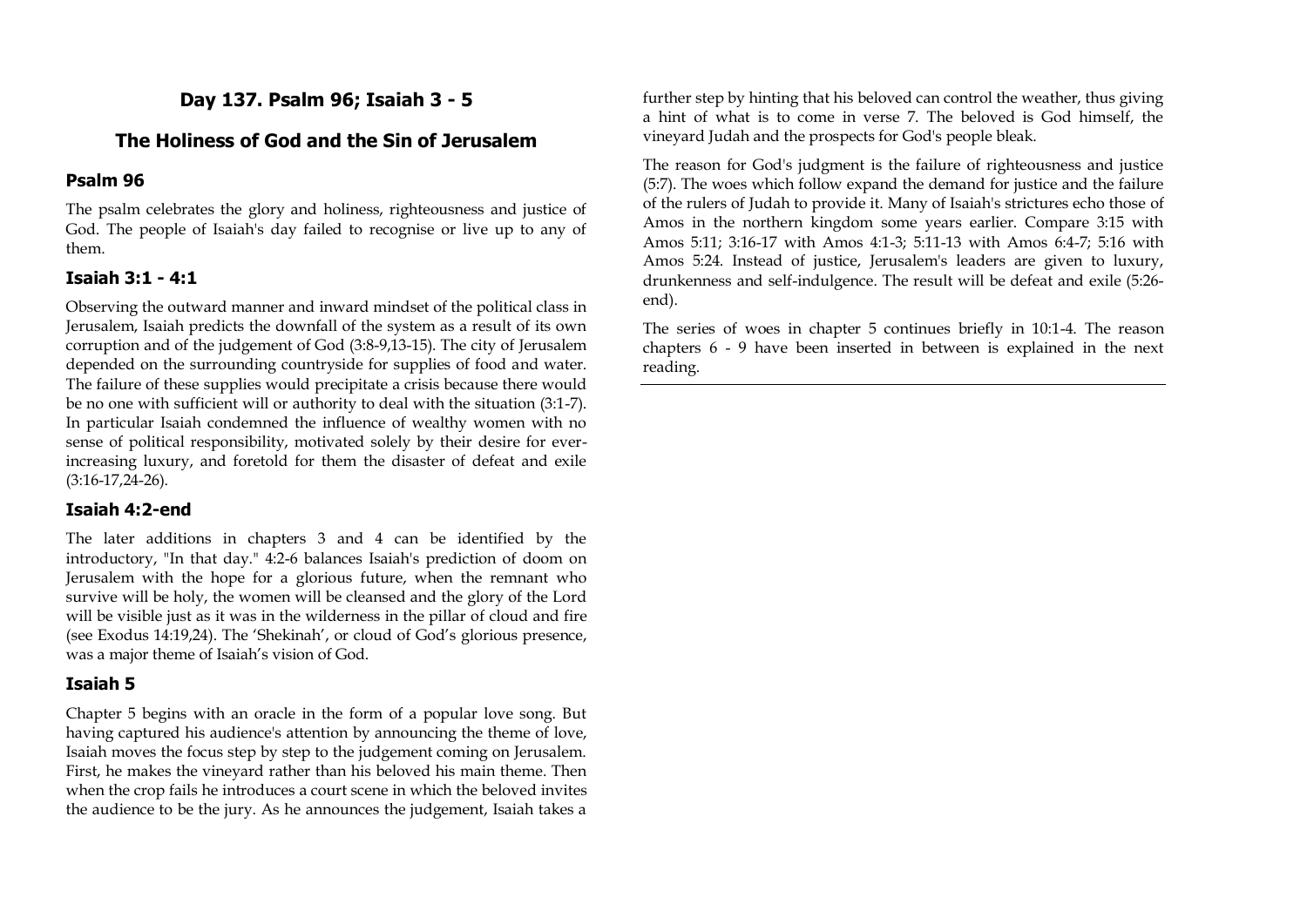# Day 137. Psalm 96; Isaiah 3 - 5

## The Holiness of God and the Sin of Jerusalem

### Psalm 96

The psalm celebrates the glory and holiness, righteousness and justice of God. The people of Isaiah's day failed to recognise or live up to any of them.

### Isaiah 3:1 - 4:1

Observing the outward manner and inward mindset of the political class in Jerusalem, Isaiah predicts the downfall of the system as a result of its own corruption and of the judgement of God (3:8-9,13-15). The city of Jerusalem depended on the surrounding countryside for supplies of food and water. The failure of these supplies would precipitate a crisis because there would be no one with sufficient will or authority to deal with the situation (3:1-7). In particular Isaiah condemned the influence of wealthy women with no sense of political responsibility, motivated solely by their desire for ever-increasing luxury, and foretold for them the disaster of defeat and exile (3:16-17,24-26).

### Isaiah 4:2-end

The later additions in chapters 3 and 4 can be identified by the introductory, "In that day." 4:2-6 balances Isaiah's prediction of doom on Jerusalem with the hope for a glorious future, when the remnant who survive will be holy, the women will be cleansed and the glory of the Lord will be visible just as it was in the wilderness in the pillar of cloud and fire (see Exodus 14:19,24). The 'Shekinah', or cloud of God's glorious presence, was a major theme of Isaiah's vision of God.

### Isaiah 5

Chapter 5 begins with an oracle in the form of a popular love song. But having captured his audience's attention by announcing the theme of love, Isaiah moves the focus step by step to the judgement coming on Jerusalem. First, he makes the vineyard rather than his beloved his main theme. Then when the crop fails he introduces a court scene in which the beloved invites the audience to be the jury. As he announces the judgement, Isaiah takes a further step by hinting that his beloved can control the weather, thus giving a hint of what is to come in verse 7. The beloved is God himself, the vineyard Judah and the prospects for God's people bleak.

The reason for God's judgment is the failure of righteousness and justice (5:7). The woes which follow expand the demand for justice and the failure of the rulers of Judah to provide it. Many of Isaiah's strictures echo those of Amos in the northern kingdom some years earlier. Compare 3:15 with Amos 5:11; 3:16-17 with Amos 4:1-3; 5:11-13 with Amos 6:4-7; 5:16 with Amos 5:24. Instead of justice, Jerusalem's leaders are given to luxury, drunkenness and self-indulgence. The result will be defeat and exile (5:26-end).

The series of woes in chapter 5 continues briefly in 10:1-4. The reason chapters 6 - 9 have been inserted in between is explained in the next reading.

---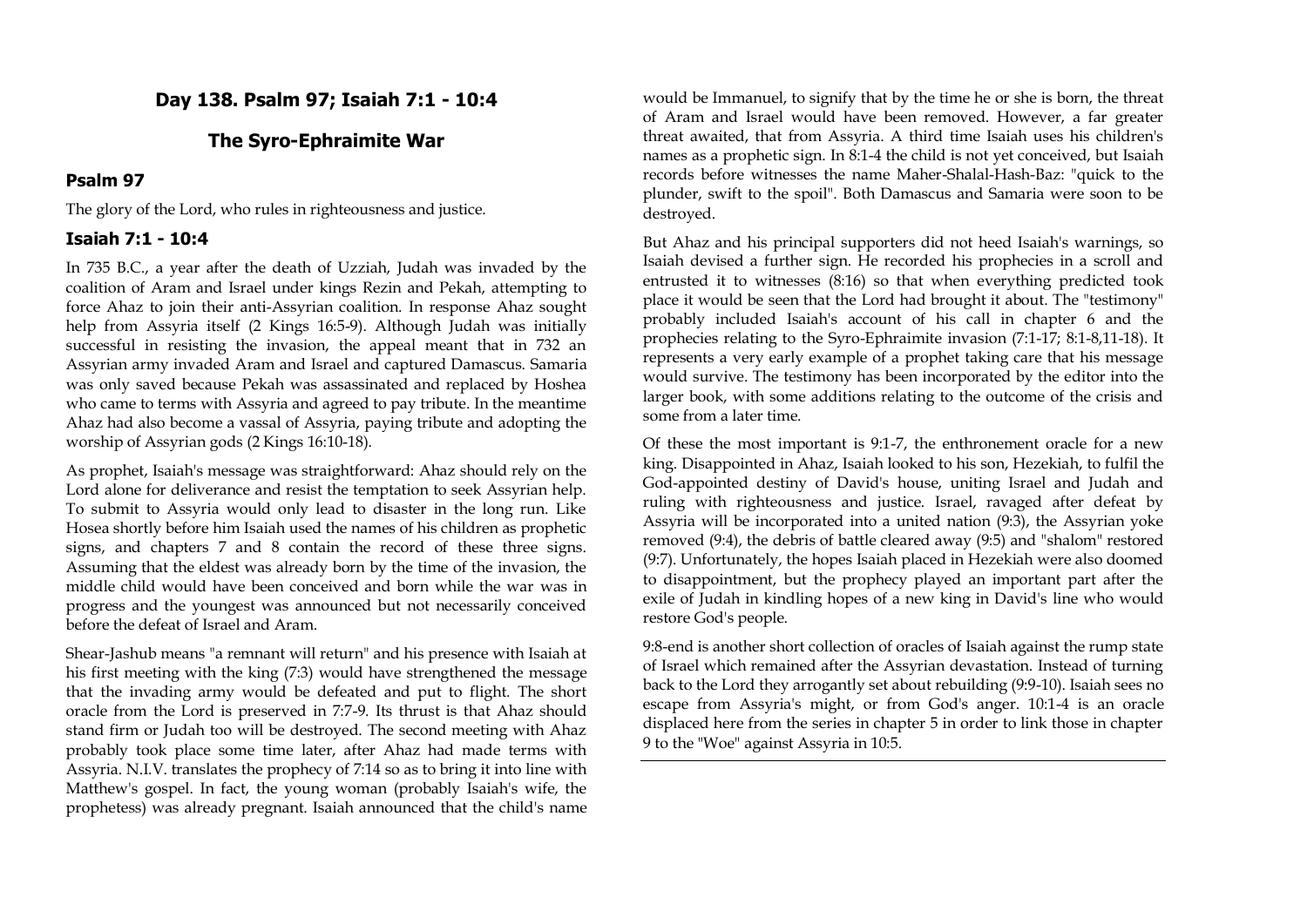## Day 138. Psalm 97; Isaiah 7:1 - 10:4

## The Syro-Ephraimite War

### Psalm 97

The glory of the Lord, who rules in righteousness and justice.

### Isaiah 7:1 - 10:4

In 735 B.C., a year after the death of Uzziah, Judah was invaded by the coalition of Aram and Israel under kings Rezin and Pekah, attempting to force Ahaz to join their anti-Assyrian coalition. In response Ahaz sought help from Assyria itself (2 Kings 16:5-9). Although Judah was initially successful in resisting the invasion, the appeal meant that in 732 an Assyrian army invaded Aram and Israel and captured Damascus. Samaria was only saved because Pekah was assassinated and replaced by Hoshea who came to terms with Assyria and agreed to pay tribute. In the meantime Ahaz had also become a vassal of Assyria, paying tribute and adopting the worship of Assyrian gods (2 Kings 16:10-18).

As prophet, Isaiah's message was straightforward: Ahaz should rely on the Lord alone for deliverance and resist the temptation to seek Assyrian help. To submit to Assyria would only lead to disaster in the long run. Like Hosea shortly before him Isaiah used the names of his children as prophetic signs, and chapters 7 and 8 contain the record of these three signs. Assuming that the eldest was already born by the time of the invasion, the middle child would have been conceived and born while the war was in progress and the youngest was announced but not necessarily conceived before the defeat of Israel and Aram.

Shear-Jashub means "a remnant will return" and his presence with Isaiah at his first meeting with the king (7:3) would have strengthened the message that the invading army would be defeated and put to flight. The short oracle from the Lord is preserved in 7:7-9. Its thrust is that Ahaz should stand firm or Judah too will be destroyed. The second meeting with Ahaz probably took place some time later, after Ahaz had made terms with Assyria. N.I.V. translates the prophecy of 7:14 so as to bring it into line with Matthew's gospel. In fact, the young woman (probably Isaiah's wife, the prophetess) was already pregnant. Isaiah announced that the child's name would be Immanuel, to signify that by the time he or she is born, the threat of Aram and Israel would have been removed. However, a far greater threat awaited, that from Assyria. A third time Isaiah uses his children's names as a prophetic sign. In 8:1-4 the child is not yet conceived, but Isaiah records before witnesses the name Maher-Shalal-Hash-Baz: "quick to the plunder, swift to the spoil". Both Damascus and Samaria were soon to be destroyed.

But Ahaz and his principal supporters did not heed Isaiah's warnings, so Isaiah devised a further sign. He recorded his prophecies in a scroll and entrusted it to witnesses (8:16) so that when everything predicted took place it would be seen that the Lord had brought it about. The "testimony" probably included Isaiah's account of his call in chapter 6 and the prophecies relating to the Syro-Ephraimite invasion (7:1-17; 8:1-8,11-18). It represents a very early example of a prophet taking care that his message would survive. The testimony has been incorporated by the editor into the larger book, with some additions relating to the outcome of the crisis and some from a later time.

Of these the most important is 9:1-7, the enthronement oracle for a new king. Disappointed in Ahaz, Isaiah looked to his son, Hezekiah, to fulfil the God-appointed destiny of David's house, uniting Israel and Judah and ruling with righteousness and justice. Israel, ravaged after defeat by Assyria will be incorporated into a united nation (9:3), the Assyrian yoke removed (9:4), the debris of battle cleared away (9:5) and "shalom" restored (9:7). Unfortunately, the hopes Isaiah placed in Hezekiah were also doomed to disappointment, but the prophecy played an important part after the exile of Judah in kindling hopes of a new king in David's line who would restore God's people.

9:8-end is another short collection of oracles of Isaiah against the rump state of Israel which remained after the Assyrian devastation. Instead of turning back to the Lord they arrogantly set about rebuilding (9:9-10). Isaiah sees no escape from Assyria's might, or from God's anger. 10:1-4 is an oracle displaced here from the series in chapter 5 in order to link those in chapter 9 to the "Woe" against Assyria in 10:5.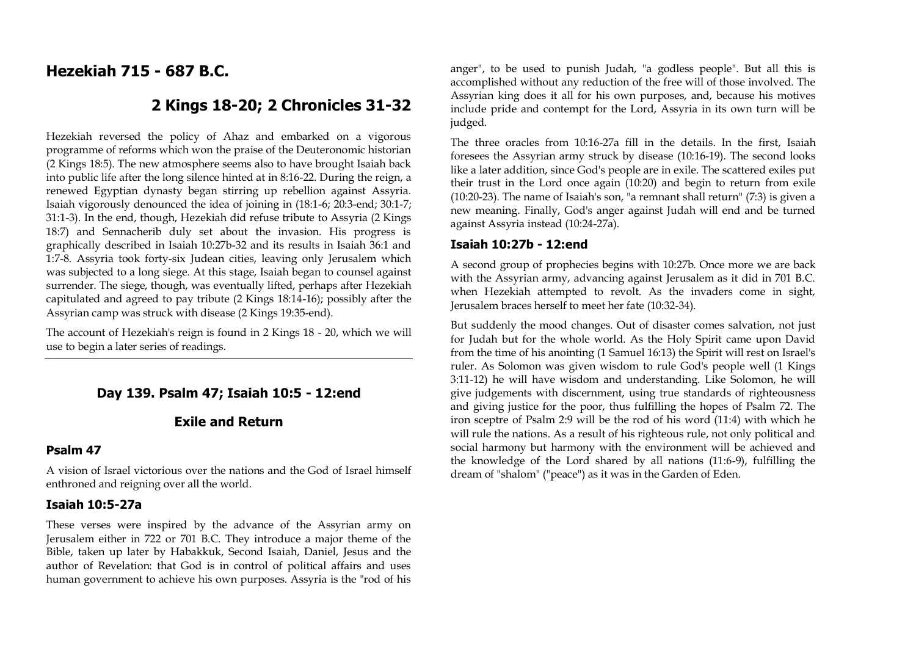## Hezekiah 715 - 687 B.C.

## 2 Kings 18-20; 2 Chronicles 31-32

Hezekiah reversed the policy of Ahaz and embarked on a vigorous programme of reforms which won the praise of the Deuteronomic historian (2 Kings 18:5). The new atmosphere seems also to have brought Isaiah back into public life after the long silence hinted at in 8:16-22. During the reign, a renewed Egyptian dynasty began stirring up rebellion against Assyria. Isaiah vigorously denounced the idea of joining in (18:1-6; 20:3-end; 30:1-7; 31:1-3). In the end, though, Hezekiah did refuse tribute to Assyria (2 Kings 18:7) and Sennacherib duly set about the invasion. His progress is graphically described in Isaiah 10:27b-32 and its results in Isaiah 36:1 and 1:7-8. Assyria took forty-six Judean cities, leaving only Jerusalem which was subjected to a long siege. At this stage, Isaiah began to counsel against surrender. The siege, though, was eventually lifted, perhaps after Hezekiah capitulated and agreed to pay tribute (2 Kings 18:14-16); possibly after the Assyrian camp was struck with disease (2 Kings 19:35-end).

The account of Hezekiah's reign is found in 2 Kings 18 - 20, which we will use to begin a later series of readings.

---

### Day 139. Psalm 47; Isaiah 10:5 - 12:end

### Exile and Return

#### Psalm 47

A vision of Israel victorious over the nations and the God of Israel himself enthroned and reigning over all the world.

#### Isaiah 10:5-27a

These verses were inspired by the advance of the Assyrian army on Jerusalem either in 722 or 701 B.C. They introduce a major theme of the Bible, taken up later by Habakkuk, Second Isaiah, Daniel, Jesus and the author of Revelation: that God is in control of political affairs and uses human government to achieve his own purposes. Assyria is the "rod of his anger", to be used to punish Judah, "a godless people". But all this is accomplished without any reduction of the free will of those involved. The Assyrian king does it all for his own purposes, and, because his motives include pride and contempt for the Lord, Assyria in its own turn will be judged.

The three oracles from 10:16-27a fill in the details. In the first, Isaiah foresees the Assyrian army struck by disease (10:16-19). The second looks like a later addition, since God's people are in exile. The scattered exiles put their trust in the Lord once again (10:20) and begin to return from exile (10:20-23). The name of Isaiah's son, "a remnant shall return" (7:3) is given a new meaning. Finally, God's anger against Judah will end and be turned against Assyria instead (10:24-27a).

#### Isaiah 10:27b - 12:end

A second group of prophecies begins with 10:27b. Once more we are back with the Assyrian army, advancing against Jerusalem as it did in 701 B.C. when Hezekiah attempted to revolt. As the invaders come in sight, Jerusalem braces herself to meet her fate (10:32-34).

But suddenly the mood changes. Out of disaster comes salvation, not just for Judah but for the whole world. As the Holy Spirit came upon David from the time of his anointing (1 Samuel 16:13) the Spirit will rest on Israel's ruler. As Solomon was given wisdom to rule God's people well (1 Kings 3:11-12) he will have wisdom and understanding. Like Solomon, he will give judgements with discernment, using true standards of righteousness and giving justice for the poor, thus fulfilling the hopes of Psalm 72. The iron sceptre of Psalm 2:9 will be the rod of his word (11:4) with which he will rule the nations. As a result of his righteous rule, not only political and social harmony but harmony with the environment will be achieved and the knowledge of the Lord shared by all nations (11:6-9), fulfilling the dream of "shalom" ("peace") as it was in the Garden of Eden.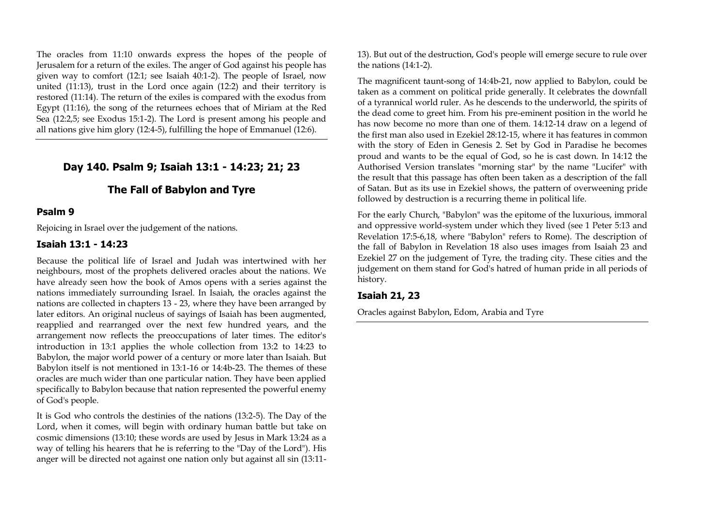The oracles from 11:10 onwards express the hopes of the people of Jerusalem for a return of the exiles. The anger of God against his people has given way to comfort (12:1; see Isaiah 40:1-2). The people of Israel, now united (11:13), trust in the Lord once again (12:2) and their territory is restored (11:14). The return of the exiles is compared with the exodus from Egypt (11:16), the song of the returnees echoes that of Miriam at the Red Sea (12:2,5; see Exodus 15:1-2). The Lord is present among his people and all nations give him glory (12:4-5), fulfilling the hope of Emmanuel (12:6).

---

## Day 140. Psalm 9; Isaiah 13:1 - 14:23; 21; 23

## The Fall of Babylon and Tyre

### Psalm 9

Rejoicing in Israel over the judgement of the nations.

### Isaiah 13:1 - 14:23

Because the political life of Israel and Judah was intertwined with her neighbours, most of the prophets delivered oracles about the nations. We have already seen how the book of Amos opens with a series against the nations immediately surrounding Israel. In Isaiah, the oracles against the nations are collected in chapters 13 - 23, where they have been arranged by later editors. An original nucleus of sayings of Isaiah has been augmented, reapplied and rearranged over the next few hundred years, and the arrangement now reflects the preoccupations of later times. The editor's introduction in 13:1 applies the whole collection from 13:2 to 14:23 to Babylon, the major world power of a century or more later than Isaiah. But Babylon itself is not mentioned in 13:1-16 or 14:4b-23. The themes of these oracles are much wider than one particular nation. They have been applied specifically to Babylon because that nation represented the powerful enemy of God's people.

It is God who controls the destinies of the nations (13:2-5). The Day of the Lord, when it comes, will begin with ordinary human battle but take on cosmic dimensions (13:10; these words are used by Jesus in Mark 13:24 as a way of telling his hearers that he is referring to the "Day of the Lord"). His anger will be directed not against one nation only but against all sin (13:11-13). But out of the destruction, God's people will emerge secure to rule over the nations (14:1-2).

The magnificent taunt-song of 14:4b-21, now applied to Babylon, could be taken as a comment on political pride generally. It celebrates the downfall of a tyrannical world ruler. As he descends to the underworld, the spirits of the dead come to greet him. From his pre-eminent position in the world he has now become no more than one of them. 14:12-14 draw on a legend of the first man also used in Ezekiel 28:12-15, where it has features in common with the story of Eden in Genesis 2. Set by God in Paradise he becomes proud and wants to be the equal of God, so he is cast down. In 14:12 the Authorised Version translates "morning star" by the name "Lucifer" with the result that this passage has often been taken as a description of the fall of Satan. But as its use in Ezekiel shows, the pattern of overweening pride followed by destruction is a recurring theme in political life.

For the early Church, "Babylon" was the epitome of the luxurious, immoral and oppressive world-system under which they lived (see 1 Peter 5:13 and Revelation 17:5-6,18, where "Babylon" refers to Rome). The description of the fall of Babylon in Revelation 18 also uses images from Isaiah 23 and Ezekiel 27 on the judgement of Tyre, the trading city. These cities and the judgement on them stand for God's hatred of human pride in all periods of history.

### Isaiah 21, 23

Oracles against Babylon, Edom, Arabia and Tyre

---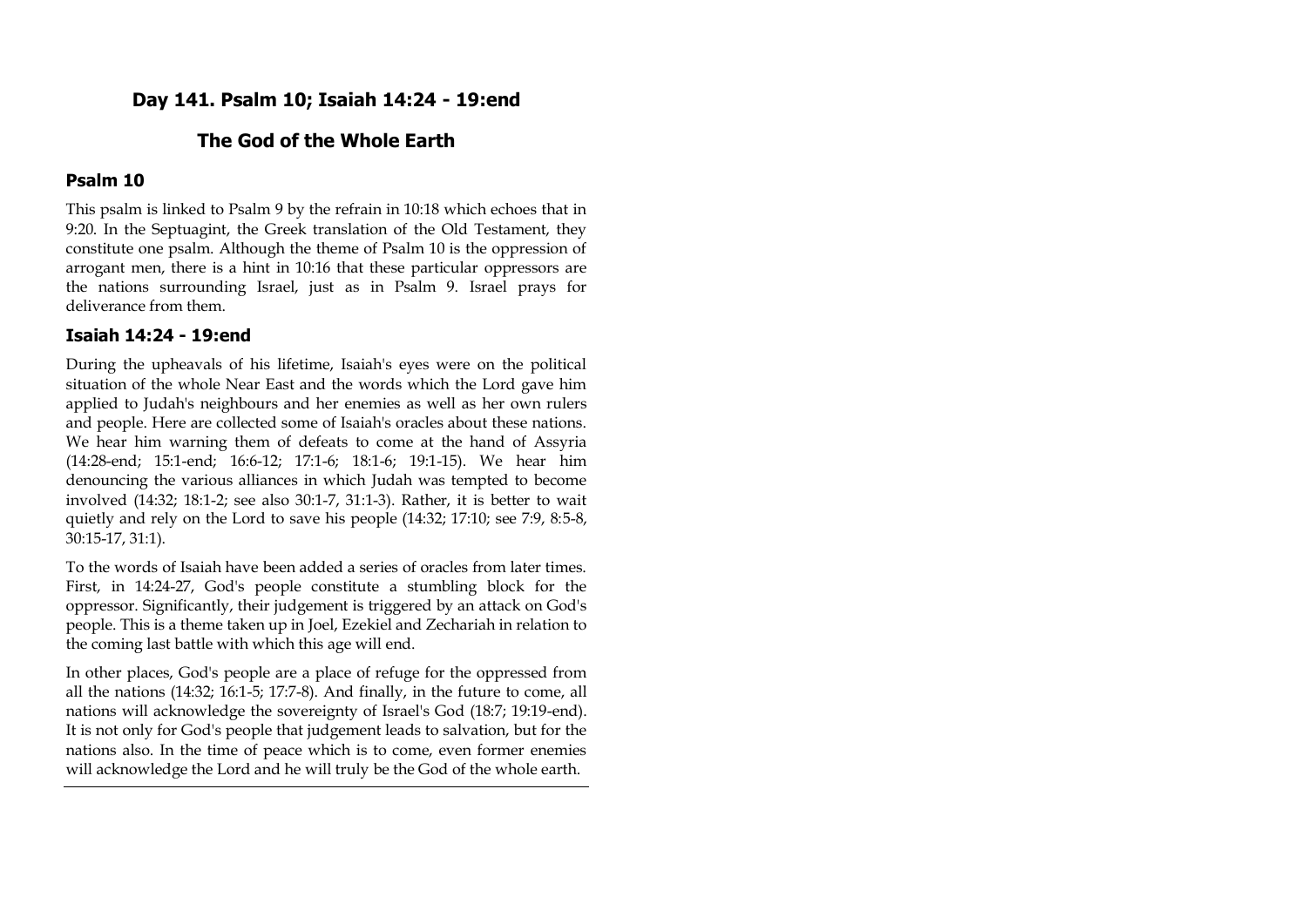# Day 141. Psalm 10; Isaiah 14:24 - 19:end

## The God of the Whole Earth

### Psalm 10

This psalm is linked to Psalm 9 by the refrain in 10:18 which echoes that in 9:20. In the Septuagint, the Greek translation of the Old Testament, they constitute one psalm. Although the theme of Psalm 10 is the oppression of arrogant men, there is a hint in 10:16 that these particular oppressors are the nations surrounding Israel, just as in Psalm 9. Israel prays for deliverance from them.

### Isaiah 14:24 - 19:end

During the upheavals of his lifetime, Isaiah's eyes were on the political situation of the whole Near East and the words which the Lord gave him applied to Judah's neighbours and her enemies as well as her own rulers and people. Here are collected some of Isaiah's oracles about these nations. We hear him warning them of defeats to come at the hand of Assyria (14:28-end; 15:1-end; 16:6-12; 17:1-6; 18:1-6; 19:1-15). We hear him denouncing the various alliances in which Judah was tempted to become involved (14:32; 18:1-2; see also 30:1-7, 31:1-3). Rather, it is better to wait quietly and rely on the Lord to save his people (14:32; 17:10; see 7:9, 8:5-8, 30:15-17, 31:1).

To the words of Isaiah have been added a series of oracles from later times. First, in 14:24-27, God's people constitute a stumbling block for the oppressor. Significantly, their judgement is triggered by an attack on God's people. This is a theme taken up in Joel, Ezekiel and Zechariah in relation to the coming last battle with which this age will end.

In other places, God's people are a place of refuge for the oppressed from all the nations (14:32; 16:1-5; 17:7-8). And finally, in the future to come, all nations will acknowledge the sovereignty of Israel's God (18:7; 19:19-end). It is not only for God's people that judgement leads to salvation, but for the nations also. In the time of peace which is to come, even former enemies will acknowledge the Lord and he will truly be the God of the whole earth.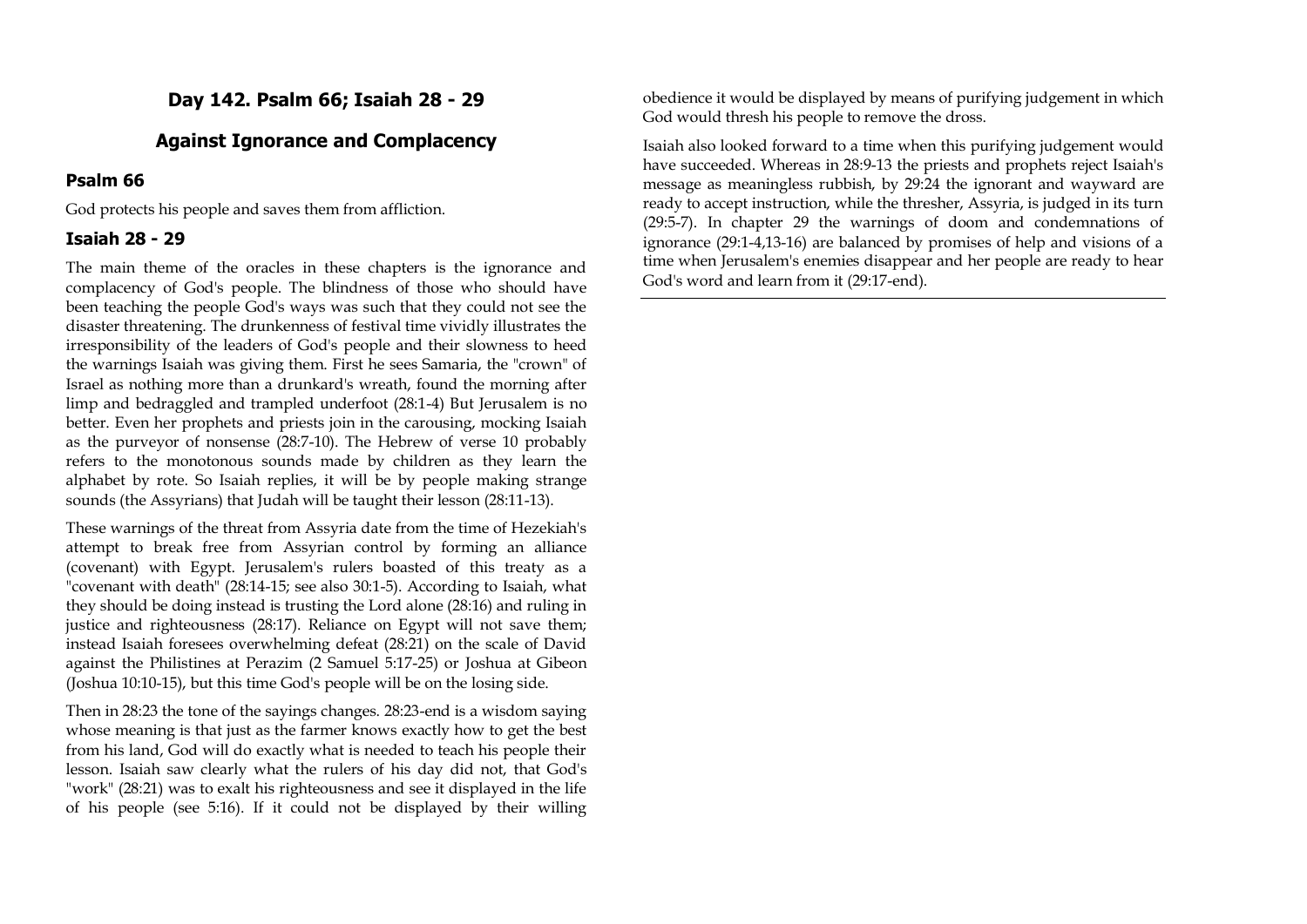## Day 142. Psalm 66; Isaiah 28 - 29

## Against Ignorance and Complacency

### Psalm 66

God protects his people and saves them from affliction.

### Isaiah 28 - 29

The main theme of the oracles in these chapters is the ignorance and complacency of God's people. The blindness of those who should have been teaching the people God's ways was such that they could not see the disaster threatening. The drunkenness of festival time vividly illustrates the irresponsibility of the leaders of God's people and their slowness to heed the warnings Isaiah was giving them. First he sees Samaria, the "crown" of Israel as nothing more than a drunkard's wreath, found the morning after limp and bedraggled and trampled underfoot (28:1-4) But Jerusalem is no better. Even her prophets and priests join in the carousing, mocking Isaiah as the purveyor of nonsense (28:7-10). The Hebrew of verse 10 probably refers to the monotonous sounds made by children as they learn the alphabet by rote. So Isaiah replies, it will be by people making strange sounds (the Assyrians) that Judah will be taught their lesson (28:11-13).

These warnings of the threat from Assyria date from the time of Hezekiah's attempt to break free from Assyrian control by forming an alliance (covenant) with Egypt. Jerusalem's rulers boasted of this treaty as a "covenant with death" (28:14-15; see also 30:1-5). According to Isaiah, what they should be doing instead is trusting the Lord alone (28:16) and ruling in justice and righteousness (28:17). Reliance on Egypt will not save them; instead Isaiah foresees overwhelming defeat (28:21) on the scale of David against the Philistines at Perazim (2 Samuel 5:17-25) or Joshua at Gibeon (Joshua 10:10-15), but this time God's people will be on the losing side.

Then in 28:23 the tone of the sayings changes. 28:23-end is a wisdom saying whose meaning is that just as the farmer knows exactly how to get the best from his land, God will do exactly what is needed to teach his people their lesson. Isaiah saw clearly what the rulers of his day did not, that God's "work" (28:21) was to exalt his righteousness and see it displayed in the life of his people (see 5:16). If it could not be displayed by their willing obedience it would be displayed by means of purifying judgement in which God would thresh his people to remove the dross.

Isaiah also looked forward to a time when this purifying judgement would have succeeded. Whereas in 28:9-13 the priests and prophets reject Isaiah's message as meaningless rubbish, by 29:24 the ignorant and wayward are ready to accept instruction, while the thresher, Assyria, is judged in its turn (29:5-7). In chapter 29 the warnings of doom and condemnations of ignorance (29:1-4,13-16) are balanced by promises of help and visions of a time when Jerusalem's enemies disappear and her people are ready to hear God's word and learn from it (29:17-end).

---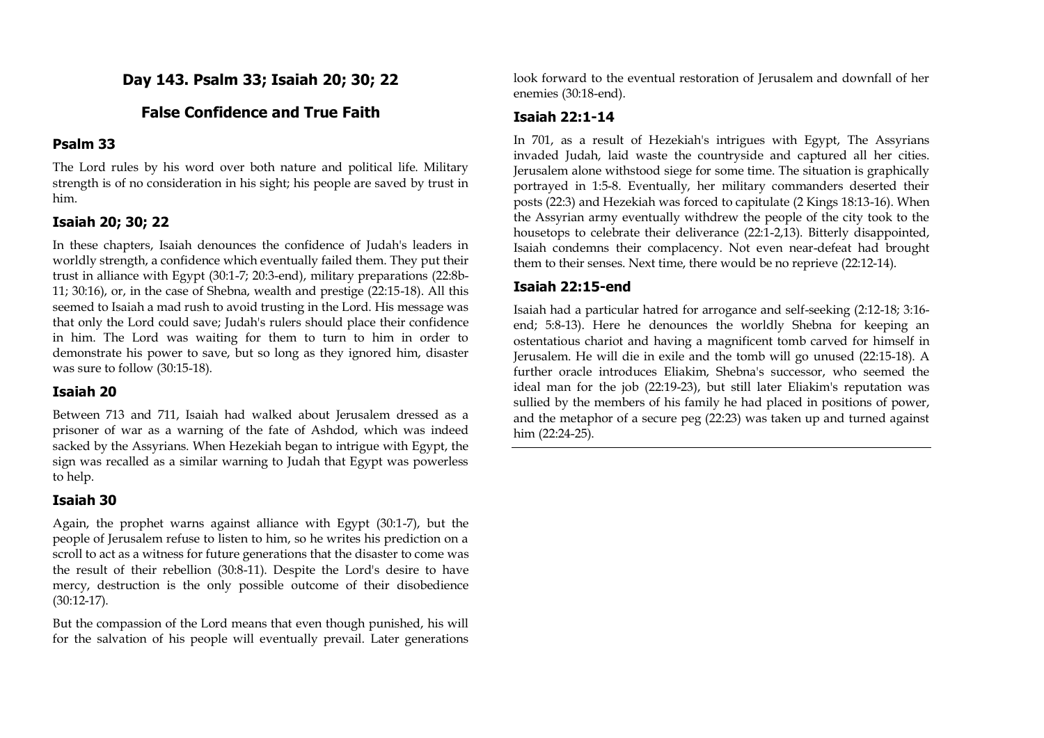# Day 143. Psalm 33; Isaiah 20; 30; 22

## False Confidence and True Faith

### Psalm 33

The Lord rules by his word over both nature and political life. Military strength is of no consideration in his sight; his people are saved by trust in him.

### Isaiah 20; 30; 22

In these chapters, Isaiah denounces the confidence of Judah's leaders in worldly strength, a confidence which eventually failed them. They put their trust in alliance with Egypt (30:1-7; 20:3-end), military preparations (22:8b-11; 30:16), or, in the case of Shebna, wealth and prestige (22:15-18). All this seemed to Isaiah a mad rush to avoid trusting in the Lord. His message was that only the Lord could save; Judah's rulers should place their confidence in him. The Lord was waiting for them to turn to him in order to demonstrate his power to save, but so long as they ignored him, disaster was sure to follow (30:15-18).

### Isaiah 20

Between 713 and 711, Isaiah had walked about Jerusalem dressed as a prisoner of war as a warning of the fate of Ashdod, which was indeed sacked by the Assyrians. When Hezekiah began to intrigue with Egypt, the sign was recalled as a similar warning to Judah that Egypt was powerless to help.

### Isaiah 30

Again, the prophet warns against alliance with Egypt (30:1-7), but the people of Jerusalem refuse to listen to him, so he writes his prediction on a scroll to act as a witness for future generations that the disaster to come was the result of their rebellion (30:8-11). Despite the Lord's desire to have mercy, destruction is the only possible outcome of their disobedience (30:12-17).

But the compassion of the Lord means that even though punished, his will for the salvation of his people will eventually prevail. Later generations look forward to the eventual restoration of Jerusalem and downfall of her enemies (30:18-end).

### Isaiah 22:1-14

In 701, as a result of Hezekiah's intrigues with Egypt, The Assyrians invaded Judah, laid waste the countryside and captured all her cities. Jerusalem alone withstood siege for some time. The situation is graphically portrayed in 1:5-8. Eventually, her military commanders deserted their posts (22:3) and Hezekiah was forced to capitulate (2 Kings 18:13-16). When the Assyrian army eventually withdrew the people of the city took to the housetops to celebrate their deliverance (22:1-2,13). Bitterly disappointed, Isaiah condemns their complacency. Not even near-defeat had brought them to their senses. Next time, there would be no reprieve (22:12-14).

### Isaiah 22:15-end

Isaiah had a particular hatred for arrogance and self-seeking (2:12-18; 3:16-end; 5:8-13). Here he denounces the worldly Shebna for keeping an ostentatious chariot and having a magnificent tomb carved for himself in Jerusalem. He will die in exile and the tomb will go unused (22:15-18). A further oracle introduces Eliakim, Shebna's successor, who seemed the ideal man for the job (22:19-23), but still later Eliakim's reputation was sullied by the members of his family he had placed in positions of power, and the metaphor of a secure peg (22:23) was taken up and turned against him (22:24-25).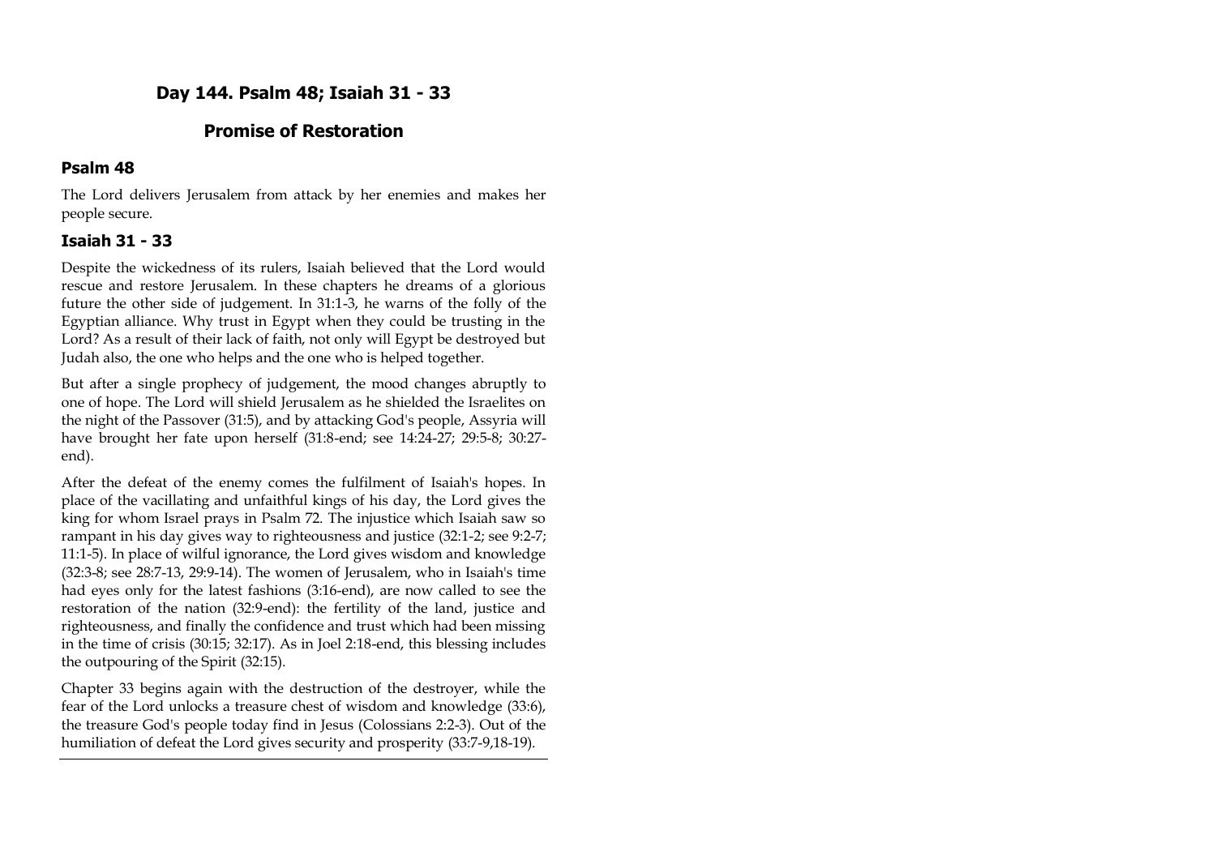# Day 144. Psalm 48; Isaiah 31 - 33

## Promise of Restoration

### Psalm 48

The Lord delivers Jerusalem from attack by her enemies and makes her people secure.

### Isaiah 31 - 33

Despite the wickedness of its rulers, Isaiah believed that the Lord would rescue and restore Jerusalem. In these chapters he dreams of a glorious future the other side of judgement. In 31:1-3, he warns of the folly of the Egyptian alliance. Why trust in Egypt when they could be trusting in the Lord? As a result of their lack of faith, not only will Egypt be destroyed but Judah also, the one who helps and the one who is helped together.

But after a single prophecy of judgement, the mood changes abruptly to one of hope. The Lord will shield Jerusalem as he shielded the Israelites on the night of the Passover (31:5), and by attacking God's people, Assyria will have brought her fate upon herself (31:8-end; see 14:24-27; 29:5-8; 30:27-end).

After the defeat of the enemy comes the fulfilment of Isaiah's hopes. In place of the vacillating and unfaithful kings of his day, the Lord gives the king for whom Israel prays in Psalm 72. The injustice which Isaiah saw so rampant in his day gives way to righteousness and justice (32:1-2; see 9:2-7; 11:1-5). In place of wilful ignorance, the Lord gives wisdom and knowledge (32:3-8; see 28:7-13, 29:9-14). The women of Jerusalem, who in Isaiah's time had eyes only for the latest fashions (3:16-end), are now called to see the restoration of the nation (32:9-end): the fertility of the land, justice and righteousness, and finally the confidence and trust which had been missing in the time of crisis (30:15; 32:17). As in Joel 2:18-end, this blessing includes the outpouring of the Spirit (32:15).

Chapter 33 begins again with the destruction of the destroyer, while the fear of the Lord unlocks a treasure chest of wisdom and knowledge (33:6), the treasure God's people today find in Jesus (Colossians 2:2-3). Out of the humiliation of defeat the Lord gives security and prosperity (33:7-9,18-19).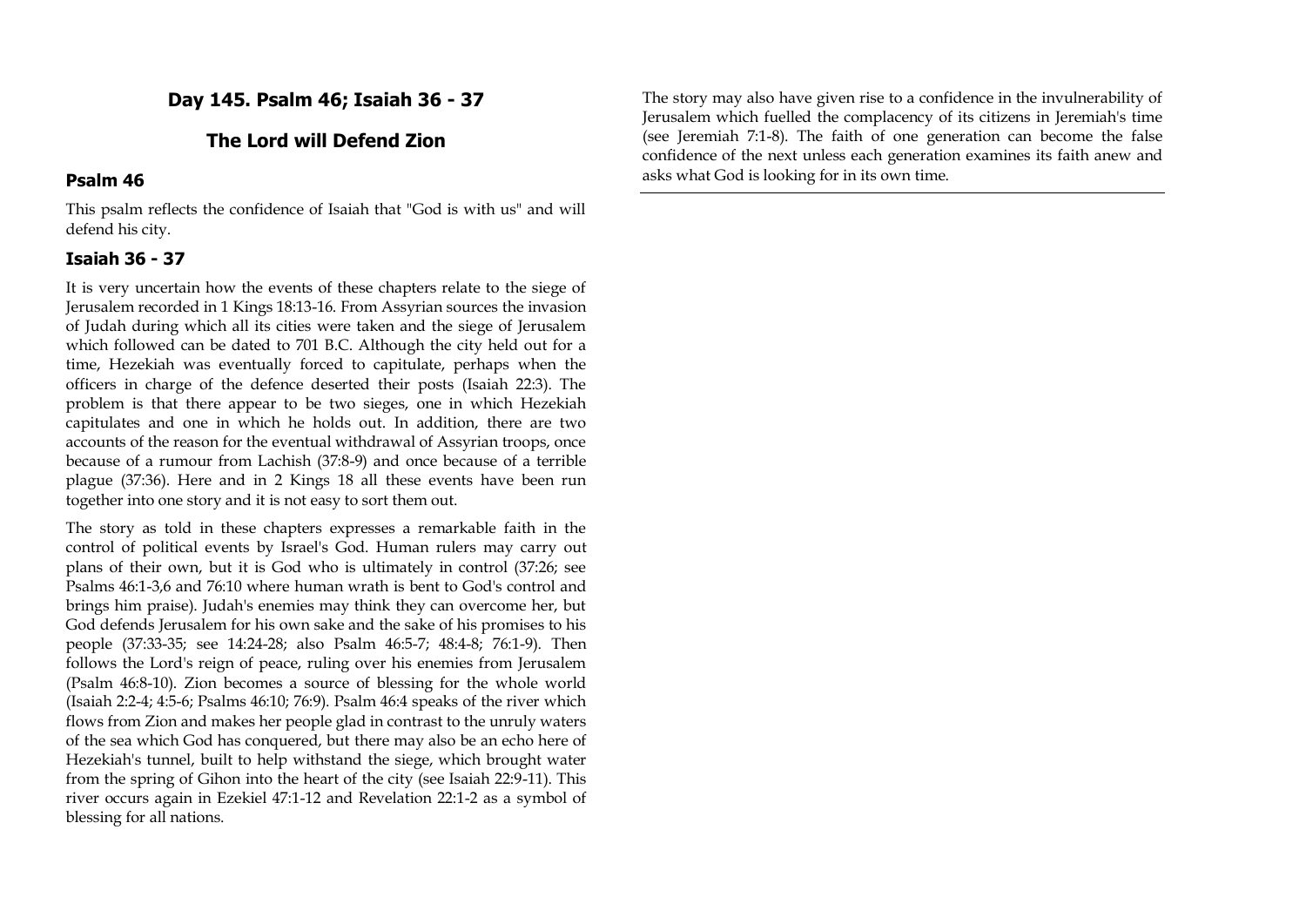## Day 145. Psalm 46; Isaiah 36 - 37

## The Lord will Defend Zion

### Psalm 46

This psalm reflects the confidence of Isaiah that "God is with us" and will defend his city.

### Isaiah 36 - 37

It is very uncertain how the events of these chapters relate to the siege of Jerusalem recorded in 1 Kings 18:13-16. From Assyrian sources the invasion of Judah during which all its cities were taken and the siege of Jerusalem which followed can be dated to 701 B.C. Although the city held out for a time, Hezekiah was eventually forced to capitulate, perhaps when the officers in charge of the defence deserted their posts (Isaiah 22:3). The problem is that there appear to be two sieges, one in which Hezekiah capitulates and one in which he holds out. In addition, there are two accounts of the reason for the eventual withdrawal of Assyrian troops, once because of a rumour from Lachish (37:8-9) and once because of a terrible plague (37:36). Here and in 2 Kings 18 all these events have been run together into one story and it is not easy to sort them out.

The story as told in these chapters expresses a remarkable faith in the control of political events by Israel's God. Human rulers may carry out plans of their own, but it is God who is ultimately in control (37:26; see Psalms 46:1-3,6 and 76:10 where human wrath is bent to God's control and brings him praise). Judah's enemies may think they can overcome her, but God defends Jerusalem for his own sake and the sake of his promises to his people (37:33-35; see 14:24-28; also Psalm 46:5-7; 48:4-8; 76:1-9). Then follows the Lord's reign of peace, ruling over his enemies from Jerusalem (Psalm 46:8-10). Zion becomes a source of blessing for the whole world (Isaiah 2:2-4; 4:5-6; Psalms 46:10; 76:9). Psalm 46:4 speaks of the river which flows from Zion and makes her people glad in contrast to the unruly waters of the sea which God has conquered, but there may also be an echo here of Hezekiah's tunnel, built to help withstand the siege, which brought water from the spring of Gihon into the heart of the city (see Isaiah 22:9-11). This river occurs again in Ezekiel 47:1-12 and Revelation 22:1-2 as a symbol of blessing for all nations.

The story may also have given rise to a confidence in the invulnerability of Jerusalem which fuelled the complacency of its citizens in Jeremiah's time (see Jeremiah 7:1-8). The faith of one generation can become the false confidence of the next unless each generation examines its faith anew and asks what God is looking for in its own time.